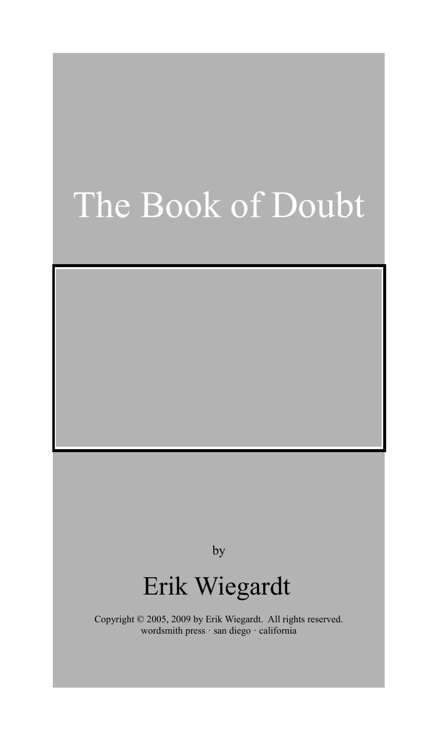# The Book of Doubt

by

## Erik Wiegardt

Copyright © 2005, 2009 by Erik Wiegardt. All rights reserved.
wordsmith press · san diego · california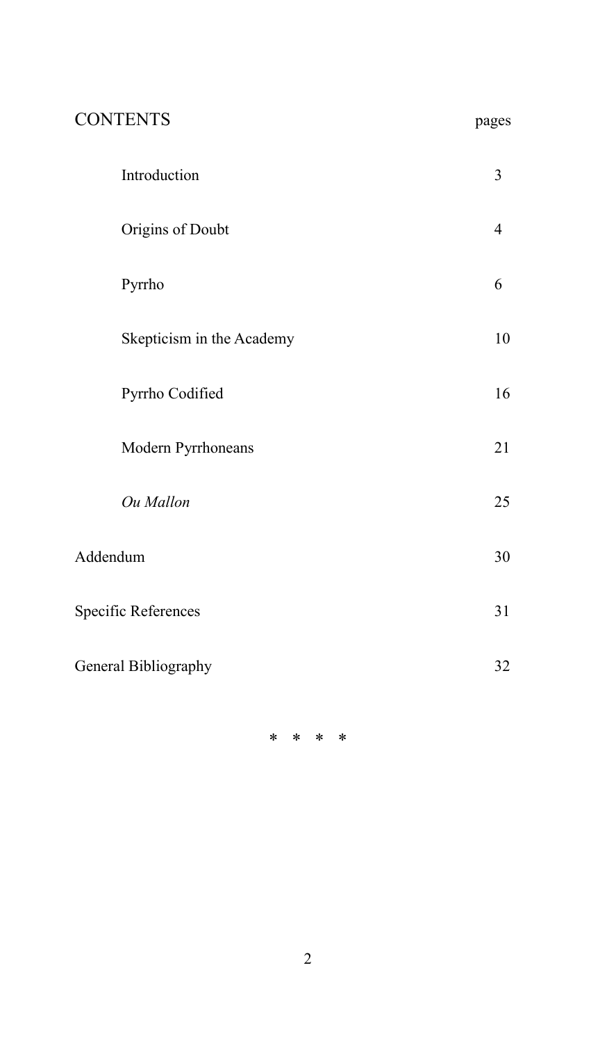# CONTENTS

| | pages |
|---|---|
| Introduction | 3 |
| Origins of Doubt | 4 |
| Pyrrho | 6 |
| Skepticism in the Academy | 10 |
| Pyrrho Codified | 16 |
| Modern Pyrrhoneans | 21 |
| *Ou Mallon* | 25 |
| Addendum | 30 |
| Specific References | 31 |
| General Bibliography | 32 |

\* \* \* \*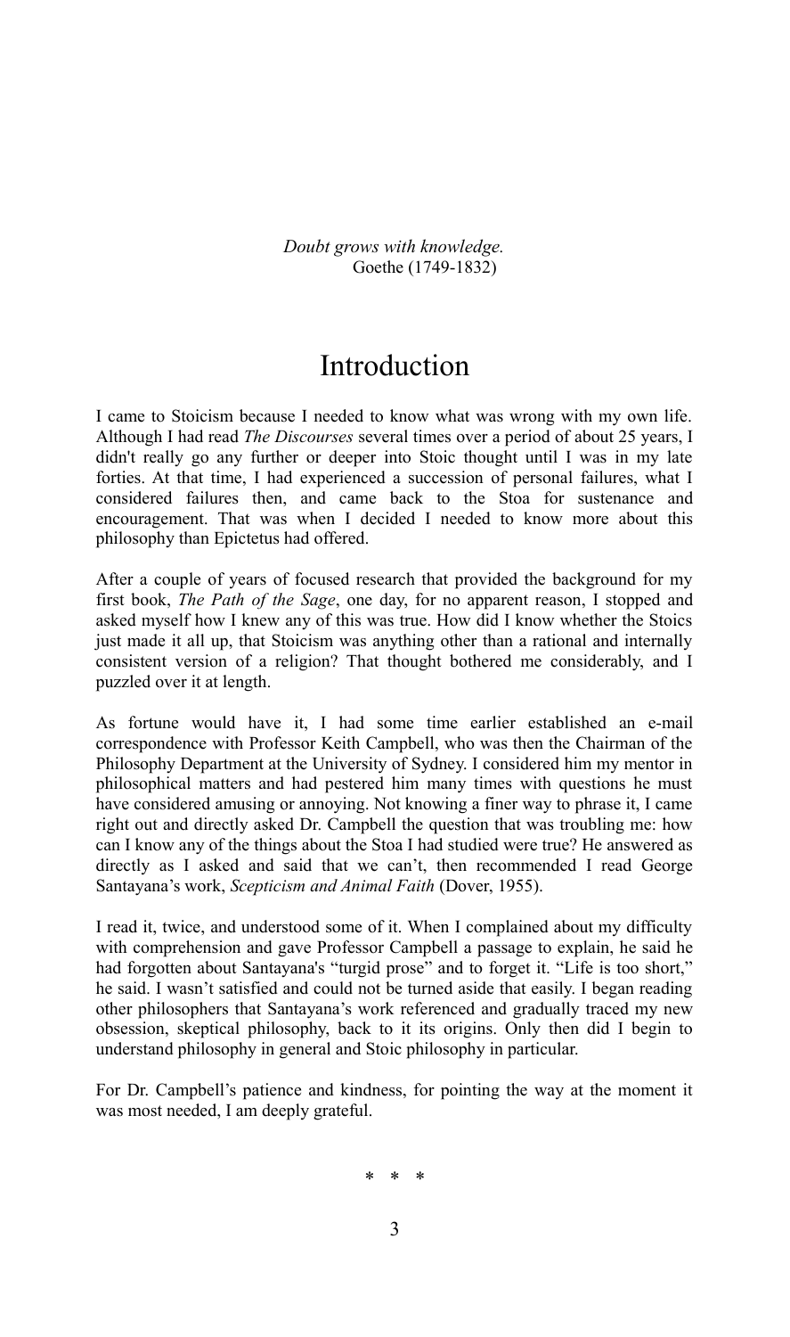*Doubt grows with knowledge.*
Goethe (1749-1832)

# Introduction

I came to Stoicism because I needed to know what was wrong with my own life. Although I had read *The Discourses* several times over a period of about 25 years, I didn't really go any further or deeper into Stoic thought until I was in my late forties. At that time, I had experienced a succession of personal failures, what I considered failures then, and came back to the Stoa for sustenance and encouragement. That was when I decided I needed to know more about this philosophy than Epictetus had offered.

After a couple of years of focused research that provided the background for my first book, *The Path of the Sage*, one day, for no apparent reason, I stopped and asked myself how I knew any of this was true. How did I know whether the Stoics just made it all up, that Stoicism was anything other than a rational and internally consistent version of a religion? That thought bothered me considerably, and I puzzled over it at length.

As fortune would have it, I had some time earlier established an e-mail correspondence with Professor Keith Campbell, who was then the Chairman of the Philosophy Department at the University of Sydney. I considered him my mentor in philosophical matters and had pestered him many times with questions he must have considered amusing or annoying. Not knowing a finer way to phrase it, I came right out and directly asked Dr. Campbell the question that was troubling me: how can I know any of the things about the Stoa I had studied were true? He answered as directly as I asked and said that we can't, then recommended I read George Santayana's work, *Scepticism and Animal Faith* (Dover, 1955).

I read it, twice, and understood some of it. When I complained about my difficulty with comprehension and gave Professor Campbell a passage to explain, he said he had forgotten about Santayana's "turgid prose" and to forget it. "Life is too short," he said. I wasn't satisfied and could not be turned aside that easily. I began reading other philosophers that Santayana's work referenced and gradually traced my new obsession, skeptical philosophy, back to it its origins. Only then did I begin to understand philosophy in general and Stoic philosophy in particular.

For Dr. Campbell's patience and kindness, for pointing the way at the moment it was most needed, I am deeply grateful.

\* \* \*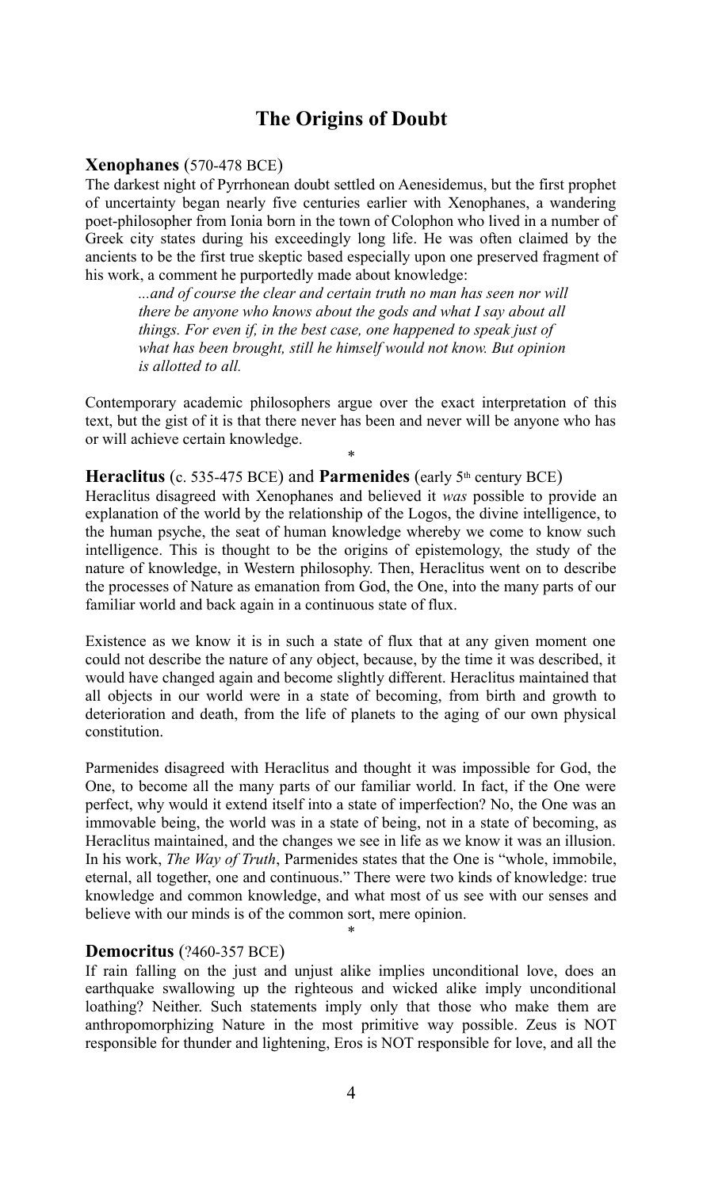# The Origins of Doubt

**Xenophanes** (570-478 BCE)

The darkest night of Pyrrhonean doubt settled on Aenesidemus, but the first prophet of uncertainty began nearly five centuries earlier with Xenophanes, a wandering poet-philosopher from Ionia born in the town of Colophon who lived in a number of Greek city states during his exceedingly long life. He was often claimed by the ancients to be the first true skeptic based especially upon one preserved fragment of his work, a comment he purportedly made about knowledge:

> *...and of course the clear and certain truth no man has seen nor will there be anyone who knows about the gods and what I say about all things. For even if, in the best case, one happened to speak just of what has been brought, still he himself would not know. But opinion is allotted to all.*

Contemporary academic philosophers argue over the exact interpretation of this text, but the gist of it is that there never has been and never will be anyone who has or will achieve certain knowledge.

*

**Heraclitus** (c. 535-475 BCE) and **Parmenides** (early 5th century BCE)

Heraclitus disagreed with Xenophanes and believed it *was* possible to provide an explanation of the world by the relationship of the Logos, the divine intelligence, to the human psyche, the seat of human knowledge whereby we come to know such intelligence. This is thought to be the origins of epistemology, the study of the nature of knowledge, in Western philosophy. Then, Heraclitus went on to describe the processes of Nature as emanation from God, the One, into the many parts of our familiar world and back again in a continuous state of flux.

Existence as we know it is in such a state of flux that at any given moment one could not describe the nature of any object, because, by the time it was described, it would have changed again and become slightly different. Heraclitus maintained that all objects in our world were in a state of becoming, from birth and growth to deterioration and death, from the life of planets to the aging of our own physical constitution.

Parmenides disagreed with Heraclitus and thought it was impossible for God, the One, to become all the many parts of our familiar world. In fact, if the One were perfect, why would it extend itself into a state of imperfection? No, the One was an immovable being, the world was in a state of being, not in a state of becoming, as Heraclitus maintained, and the changes we see in life as we know it was an illusion. In his work, *The Way of Truth*, Parmenides states that the One is "whole, immobile, eternal, all together, one and continuous." There were two kinds of knowledge: true knowledge and common knowledge, and what most of us see with our senses and believe with our minds is of the common sort, mere opinion.

*

**Democritus** (?460-357 BCE)

If rain falling on the just and unjust alike implies unconditional love, does an earthquake swallowing up the righteous and wicked alike imply unconditional loathing? Neither. Such statements imply only that those who make them are anthropomorphizing Nature in the most primitive way possible. Zeus is NOT responsible for thunder and lightening, Eros is NOT responsible for love, and all the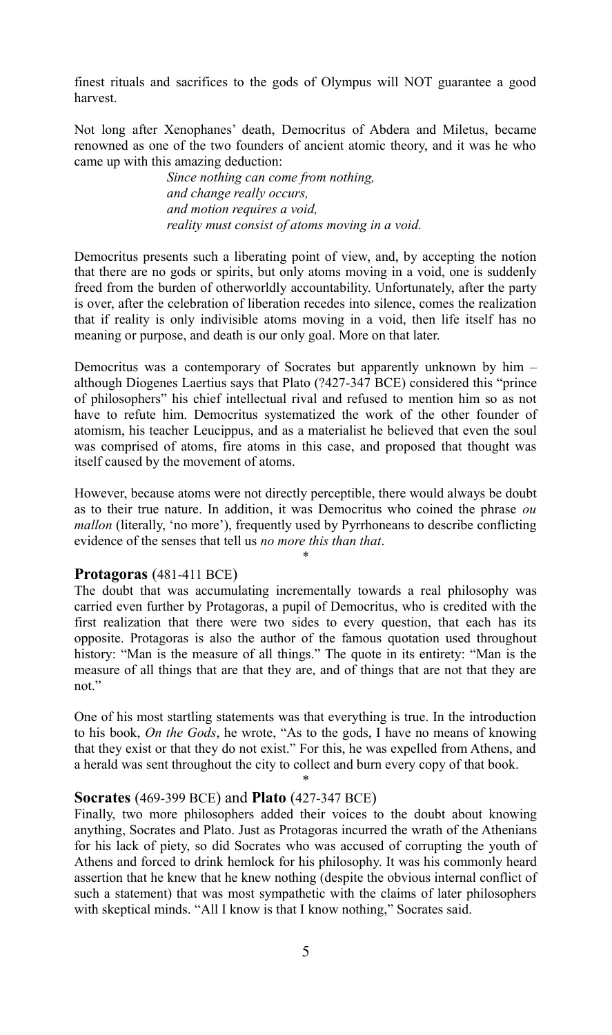finest rituals and sacrifices to the gods of Olympus will NOT guarantee a good harvest.

Not long after Xenophanes' death, Democritus of Abdera and Miletus, became renowned as one of the two founders of ancient atomic theory, and it was he who came up with this amazing deduction:

> *Since nothing can come from nothing,*
> *and change really occurs,*
> *and motion requires a void,*
> *reality must consist of atoms moving in a void.*

Democritus presents such a liberating point of view, and, by accepting the notion that there are no gods or spirits, but only atoms moving in a void, one is suddenly freed from the burden of otherworldly accountability. Unfortunately, after the party is over, after the celebration of liberation recedes into silence, comes the realization that if reality is only indivisible atoms moving in a void, then life itself has no meaning or purpose, and death is our only goal. More on that later.

Democritus was a contemporary of Socrates but apparently unknown by him – although Diogenes Laertius says that Plato (?427-347 BCE) considered this "prince of philosophers" his chief intellectual rival and refused to mention him so as not have to refute him. Democritus systematized the work of the other founder of atomism, his teacher Leucippus, and as a materialist he believed that even the soul was comprised of atoms, fire atoms in this case, and proposed that thought was itself caused by the movement of atoms.

However, because atoms were not directly perceptible, there would always be doubt as to their true nature. In addition, it was Democritus who coined the phrase *ou mallon* (literally, 'no more'), frequently used by Pyrrhoneans to describe conflicting evidence of the senses that tell us *no more this than that*.

\*

### **Protagoras** (481-411 BCE)

The doubt that was accumulating incrementally towards a real philosophy was carried even further by Protagoras, a pupil of Democritus, who is credited with the first realization that there were two sides to every question, that each has its opposite. Protagoras is also the author of the famous quotation used throughout history: "Man is the measure of all things." The quote in its entirety: "Man is the measure of all things that are that they are, and of things that are not that they are not."

One of his most startling statements was that everything is true. In the introduction to his book, *On the Gods*, he wrote, "As to the gods, I have no means of knowing that they exist or that they do not exist." For this, he was expelled from Athens, and a herald was sent throughout the city to collect and burn every copy of that book.

\*

### **Socrates** (469-399 BCE) and **Plato** (427-347 BCE)

Finally, two more philosophers added their voices to the doubt about knowing anything, Socrates and Plato. Just as Protagoras incurred the wrath of the Athenians for his lack of piety, so did Socrates who was accused of corrupting the youth of Athens and forced to drink hemlock for his philosophy. It was his commonly heard assertion that he knew that he knew nothing (despite the obvious internal conflict of such a statement) that was most sympathetic with the claims of later philosophers with skeptical minds. "All I know is that I know nothing," Socrates said.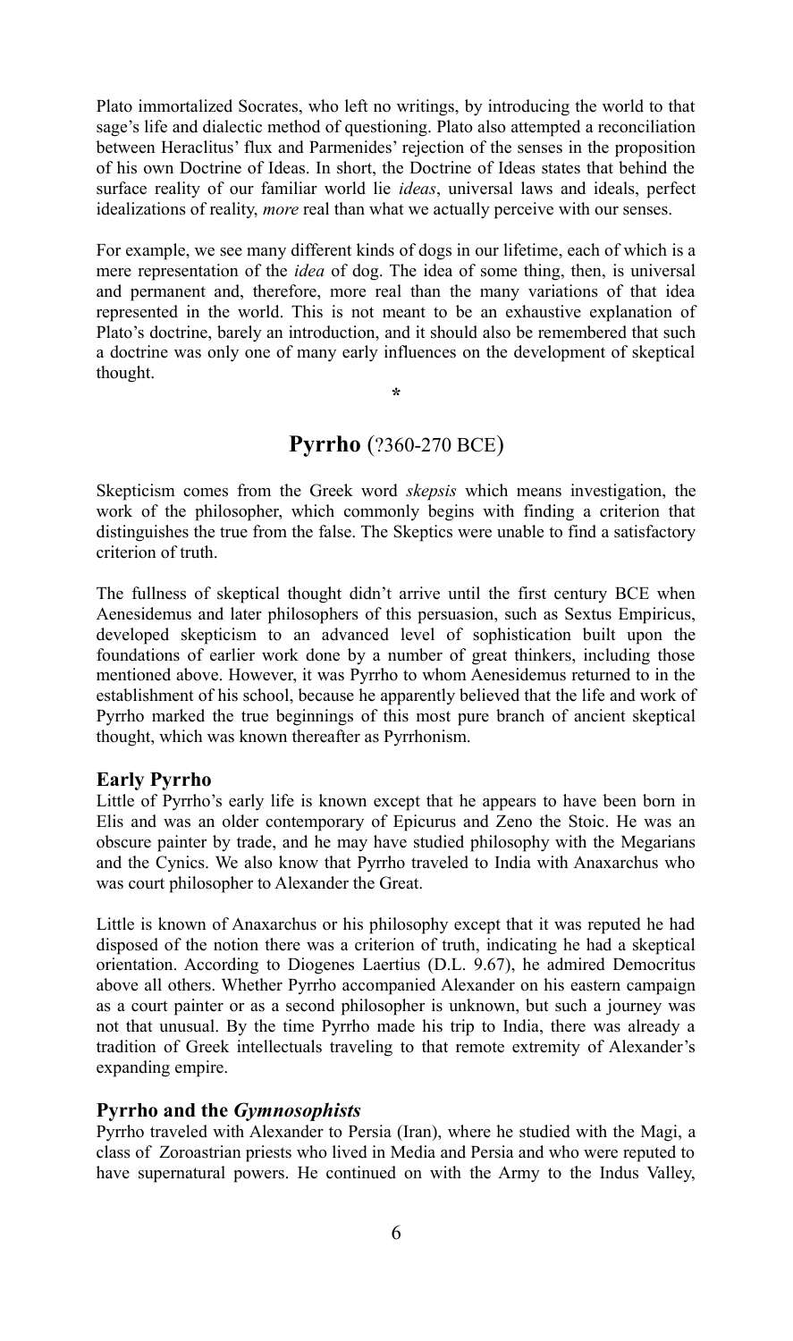Plato immortalized Socrates, who left no writings, by introducing the world to that sage's life and dialectic method of questioning. Plato also attempted a reconciliation between Heraclitus' flux and Parmenides' rejection of the senses in the proposition of his own Doctrine of Ideas. In short, the Doctrine of Ideas states that behind the surface reality of our familiar world lie *ideas*, universal laws and ideals, perfect idealizations of reality, *more* real than what we actually perceive with our senses.

For example, we see many different kinds of dogs in our lifetime, each of which is a mere representation of the *idea* of dog. The idea of some thing, then, is universal and permanent and, therefore, more real than the many variations of that idea represented in the world. This is not meant to be an exhaustive explanation of Plato's doctrine, barely an introduction, and it should also be remembered that such a doctrine was only one of many early influences on the development of skeptical thought.

*

## Pyrrho (?360-270 BCE)

Skepticism comes from the Greek word *skepsis* which means investigation, the work of the philosopher, which commonly begins with finding a criterion that distinguishes the true from the false. The Skeptics were unable to find a satisfactory criterion of truth.

The fullness of skeptical thought didn't arrive until the first century BCE when Aenesidemus and later philosophers of this persuasion, such as Sextus Empiricus, developed skepticism to an advanced level of sophistication built upon the foundations of earlier work done by a number of great thinkers, including those mentioned above. However, it was Pyrrho to whom Aenesidemus returned to in the establishment of his school, because he apparently believed that the life and work of Pyrrho marked the true beginnings of this most pure branch of ancient skeptical thought, which was known thereafter as Pyrrhonism.

### Early Pyrrho

Little of Pyrrho's early life is known except that he appears to have been born in Elis and was an older contemporary of Epicurus and Zeno the Stoic. He was an obscure painter by trade, and he may have studied philosophy with the Megarians and the Cynics. We also know that Pyrrho traveled to India with Anaxarchus who was court philosopher to Alexander the Great.

Little is known of Anaxarchus or his philosophy except that it was reputed he had disposed of the notion there was a criterion of truth, indicating he had a skeptical orientation. According to Diogenes Laertius (D.L. 9.67), he admired Democritus above all others. Whether Pyrrho accompanied Alexander on his eastern campaign as a court painter or as a second philosopher is unknown, but such a journey was not that unusual. By the time Pyrrho made his trip to India, there was already a tradition of Greek intellectuals traveling to that remote extremity of Alexander's expanding empire.

### Pyrrho and the *Gymnosophists*

Pyrrho traveled with Alexander to Persia (Iran), where he studied with the Magi, a class of Zoroastrian priests who lived in Media and Persia and who were reputed to have supernatural powers. He continued on with the Army to the Indus Valley,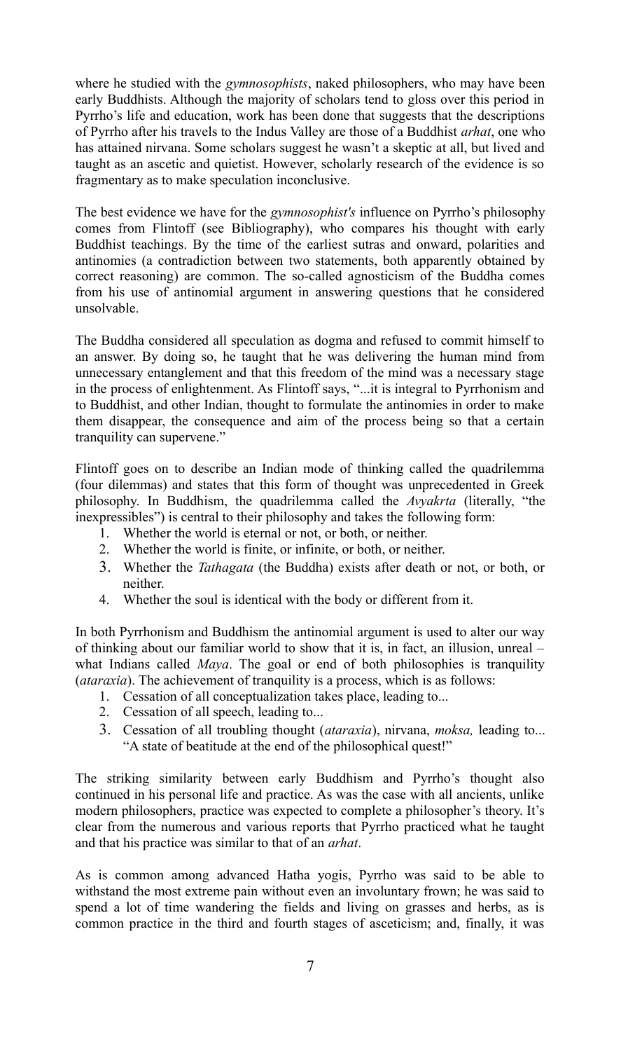where he studied with the *gymnosophists*, naked philosophers, who may have been early Buddhists. Although the majority of scholars tend to gloss over this period in Pyrrho's life and education, work has been done that suggests that the descriptions of Pyrrho after his travels to the Indus Valley are those of a Buddhist *arhat*, one who has attained nirvana. Some scholars suggest he wasn't a skeptic at all, but lived and taught as an ascetic and quietist. However, scholarly research of the evidence is so fragmentary as to make speculation inconclusive.

The best evidence we have for the *gymnosophist's* influence on Pyrrho's philosophy comes from Flintoff (see Bibliography), who compares his thought with early Buddhist teachings. By the time of the earliest sutras and onward, polarities and antinomies (a contradiction between two statements, both apparently obtained by correct reasoning) are common. The so-called agnosticism of the Buddha comes from his use of antinomial argument in answering questions that he considered unsolvable.

The Buddha considered all speculation as dogma and refused to commit himself to an answer. By doing so, he taught that he was delivering the human mind from unnecessary entanglement and that this freedom of the mind was a necessary stage in the process of enlightenment. As Flintoff says, "...it is integral to Pyrrhonism and to Buddhist, and other Indian, thought to formulate the antinomies in order to make them disappear, the consequence and aim of the process being so that a certain tranquility can supervene."

Flintoff goes on to describe an Indian mode of thinking called the quadrilemma (four dilemmas) and states that this form of thought was unprecedented in Greek philosophy. In Buddhism, the quadrilemma called the *Avyakrta* (literally, "the inexpressibles") is central to their philosophy and takes the following form:

1. Whether the world is eternal or not, or both, or neither.
2. Whether the world is finite, or infinite, or both, or neither.
3. Whether the *Tathagata* (the Buddha) exists after death or not, or both, or neither.
4. Whether the soul is identical with the body or different from it.

In both Pyrrhonism and Buddhism the antinomial argument is used to alter our way of thinking about our familiar world to show that it is, in fact, an illusion, unreal – what Indians called *Maya*. The goal or end of both philosophies is tranquility (*ataraxia*). The achievement of tranquility is a process, which is as follows:

1. Cessation of all conceptualization takes place, leading to...
2. Cessation of all speech, leading to...
3. Cessation of all troubling thought (*ataraxia*), nirvana, *moksa,* leading to... "A state of beatitude at the end of the philosophical quest!"

The striking similarity between early Buddhism and Pyrrho's thought also continued in his personal life and practice. As was the case with all ancients, unlike modern philosophers, practice was expected to complete a philosopher's theory. It's clear from the numerous and various reports that Pyrrho practiced what he taught and that his practice was similar to that of an *arhat*.

As is common among advanced Hatha yogis, Pyrrho was said to be able to withstand the most extreme pain without even an involuntary frown; he was said to spend a lot of time wandering the fields and living on grasses and herbs, as is common practice in the third and fourth stages of asceticism; and, finally, it was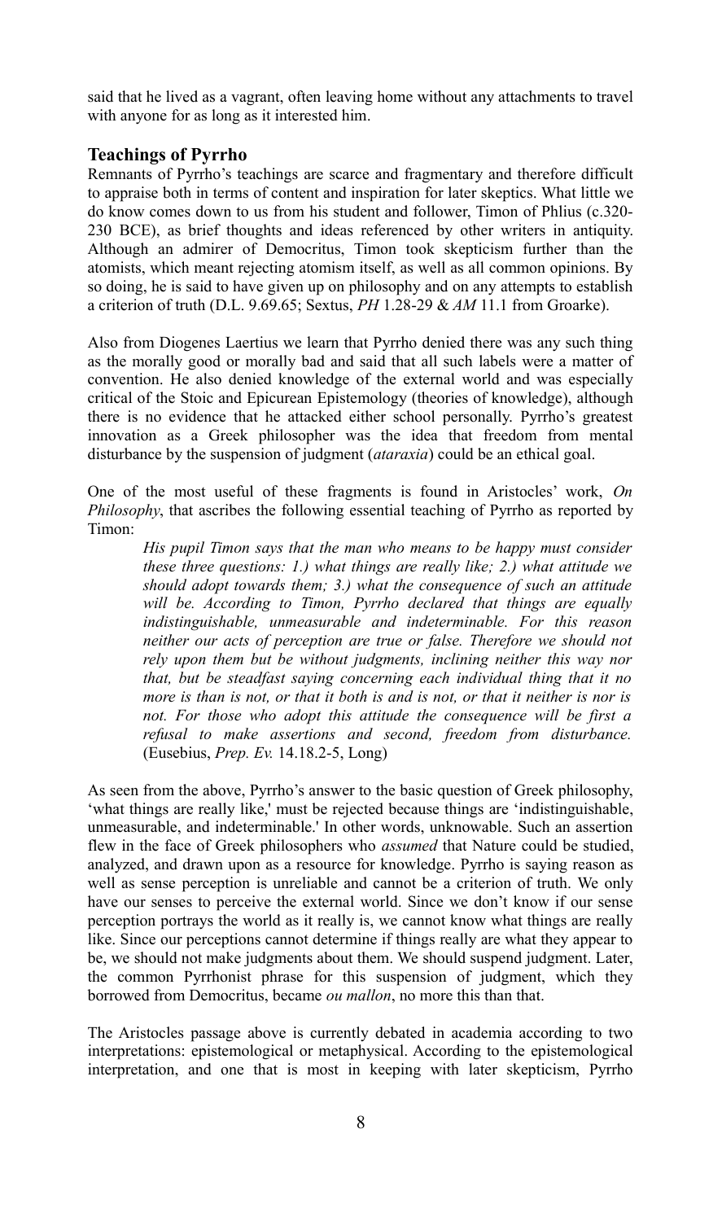said that he lived as a vagrant, often leaving home without any attachments to travel with anyone for as long as it interested him.

### Teachings of Pyrrho

Remnants of Pyrrho's teachings are scarce and fragmentary and therefore difficult to appraise both in terms of content and inspiration for later skeptics. What little we do know comes down to us from his student and follower, Timon of Phlius (c.320-230 BCE), as brief thoughts and ideas referenced by other writers in antiquity. Although an admirer of Democritus, Timon took skepticism further than the atomists, which meant rejecting atomism itself, as well as all common opinions. By so doing, he is said to have given up on philosophy and on any attempts to establish a criterion of truth (D.L. 9.69.65; Sextus, *PH* 1.28-29 & *AM* 11.1 from Groarke).

Also from Diogenes Laertius we learn that Pyrrho denied there was any such thing as the morally good or morally bad and said that all such labels were a matter of convention. He also denied knowledge of the external world and was especially critical of the Stoic and Epicurean Epistemology (theories of knowledge), although there is no evidence that he attacked either school personally. Pyrrho's greatest innovation as a Greek philosopher was the idea that freedom from mental disturbance by the suspension of judgment (*ataraxia*) could be an ethical goal.

One of the most useful of these fragments is found in Aristocles' work, *On Philosophy*, that ascribes the following essential teaching of Pyrrho as reported by Timon:

> *His pupil Timon says that the man who means to be happy must consider these three questions: 1.) what things are really like; 2.) what attitude we should adopt towards them; 3.) what the consequence of such an attitude will be. According to Timon, Pyrrho declared that things are equally indistinguishable, unmeasurable and indeterminable. For this reason neither our acts of perception are true or false. Therefore we should not rely upon them but be without judgments, inclining neither this way nor that, but be steadfast saying concerning each individual thing that it no more is than is not, or that it both is and is not, or that it neither is nor is not. For those who adopt this attitude the consequence will be first a refusal to make assertions and second, freedom from disturbance.* (Eusebius, *Prep. Ev.* 14.18.2-5, Long)

As seen from the above, Pyrrho's answer to the basic question of Greek philosophy, 'what things are really like,' must be rejected because things are 'indistinguishable, unmeasurable, and indeterminable.' In other words, unknowable. Such an assertion flew in the face of Greek philosophers who *assumed* that Nature could be studied, analyzed, and drawn upon as a resource for knowledge. Pyrrho is saying reason as well as sense perception is unreliable and cannot be a criterion of truth. We only have our senses to perceive the external world. Since we don't know if our sense perception portrays the world as it really is, we cannot know what things are really like. Since our perceptions cannot determine if things really are what they appear to be, we should not make judgments about them. We should suspend judgment. Later, the common Pyrrhonist phrase for this suspension of judgment, which they borrowed from Democritus, became *ou mallon*, no more this than that.

The Aristocles passage above is currently debated in academia according to two interpretations: epistemological or metaphysical. According to the epistemological interpretation, and one that is most in keeping with later skepticism, Pyrrho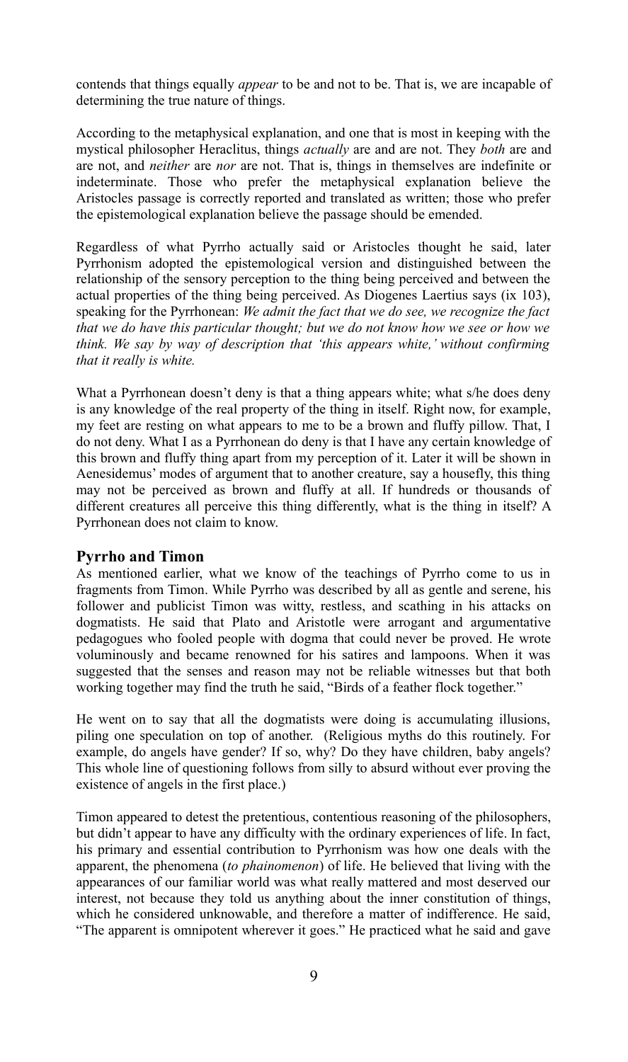contends that things equally *appear* to be and not to be. That is, we are incapable of determining the true nature of things.

According to the metaphysical explanation, and one that is most in keeping with the mystical philosopher Heraclitus, things *actually* are and are not. They *both* are and are not, and *neither* are *nor* are not. That is, things in themselves are indefinite or indeterminate. Those who prefer the metaphysical explanation believe the Aristocles passage is correctly reported and translated as written; those who prefer the epistemological explanation believe the passage should be emended.

Regardless of what Pyrrho actually said or Aristocles thought he said, later Pyrrhonism adopted the epistemological version and distinguished between the relationship of the sensory perception to the thing being perceived and between the actual properties of the thing being perceived. As Diogenes Laertius says (ix 103), speaking for the Pyrrhonean: *We admit the fact that we do see, we recognize the fact that we do have this particular thought; but we do not know how we see or how we think. We say by way of description that 'this appears white,' without confirming that it really is white.*

What a Pyrrhonean doesn't deny is that a thing appears white; what s/he does deny is any knowledge of the real property of the thing in itself. Right now, for example, my feet are resting on what appears to me to be a brown and fluffy pillow. That, I do not deny. What I as a Pyrrhonean do deny is that I have any certain knowledge of this brown and fluffy thing apart from my perception of it. Later it will be shown in Aenesidemus' modes of argument that to another creature, say a housefly, this thing may not be perceived as brown and fluffy at all. If hundreds or thousands of different creatures all perceive this thing differently, what is the thing in itself? A Pyrrhonean does not claim to know.

## Pyrrho and Timon

As mentioned earlier, what we know of the teachings of Pyrrho come to us in fragments from Timon. While Pyrrho was described by all as gentle and serene, his follower and publicist Timon was witty, restless, and scathing in his attacks on dogmatists. He said that Plato and Aristotle were arrogant and argumentative pedagogues who fooled people with dogma that could never be proved. He wrote voluminously and became renowned for his satires and lampoons. When it was suggested that the senses and reason may not be reliable witnesses but that both working together may find the truth he said, "Birds of a feather flock together."

He went on to say that all the dogmatists were doing is accumulating illusions, piling one speculation on top of another. (Religious myths do this routinely. For example, do angels have gender? If so, why? Do they have children, baby angels? This whole line of questioning follows from silly to absurd without ever proving the existence of angels in the first place.)

Timon appeared to detest the pretentious, contentious reasoning of the philosophers, but didn't appear to have any difficulty with the ordinary experiences of life. In fact, his primary and essential contribution to Pyrrhonism was how one deals with the apparent, the phenomena (*to phainomenon*) of life. He believed that living with the appearances of our familiar world was what really mattered and most deserved our interest, not because they told us anything about the inner constitution of things, which he considered unknowable, and therefore a matter of indifference. He said, "The apparent is omnipotent wherever it goes." He practiced what he said and gave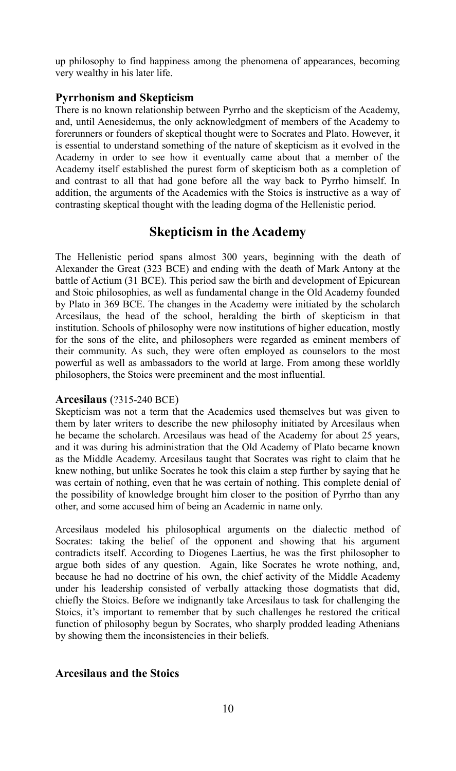up philosophy to find happiness among the phenomena of appearances, becoming very wealthy in his later life.

### Pyrrhonism and Skepticism

There is no known relationship between Pyrrho and the skepticism of the Academy, and, until Aenesidemus, the only acknowledgment of members of the Academy to forerunners or founders of skeptical thought were to Socrates and Plato. However, it is essential to understand something of the nature of skepticism as it evolved in the Academy in order to see how it eventually came about that a member of the Academy itself established the purest form of skepticism both as a completion of and contrast to all that had gone before all the way back to Pyrrho himself. In addition, the arguments of the Academics with the Stoics is instructive as a way of contrasting skeptical thought with the leading dogma of the Hellenistic period.

## Skepticism in the Academy

The Hellenistic period spans almost 300 years, beginning with the death of Alexander the Great (323 BCE) and ending with the death of Mark Antony at the battle of Actium (31 BCE). This period saw the birth and development of Epicurean and Stoic philosophies, as well as fundamental change in the Old Academy founded by Plato in 369 BCE. The changes in the Academy were initiated by the scholarch Arcesilaus, the head of the school, heralding the birth of skepticism in that institution. Schools of philosophy were now institutions of higher education, mostly for the sons of the elite, and philosophers were regarded as eminent members of their community. As such, they were often employed as counselors to the most powerful as well as ambassadors to the world at large. From among these worldly philosophers, the Stoics were preeminent and the most influential.

### Arcesilaus (?315-240 BCE)

Skepticism was not a term that the Academics used themselves but was given to them by later writers to describe the new philosophy initiated by Arcesilaus when he became the scholarch. Arcesilaus was head of the Academy for about 25 years, and it was during his administration that the Old Academy of Plato became known as the Middle Academy. Arcesilaus taught that Socrates was right to claim that he knew nothing, but unlike Socrates he took this claim a step further by saying that he was certain of nothing, even that he was certain of nothing. This complete denial of the possibility of knowledge brought him closer to the position of Pyrrho than any other, and some accused him of being an Academic in name only.

Arcesilaus modeled his philosophical arguments on the dialectic method of Socrates: taking the belief of the opponent and showing that his argument contradicts itself. According to Diogenes Laertius, he was the first philosopher to argue both sides of any question. Again, like Socrates he wrote nothing, and, because he had no doctrine of his own, the chief activity of the Middle Academy under his leadership consisted of verbally attacking those dogmatists that did, chiefly the Stoics. Before we indignantly take Arcesilaus to task for challenging the Stoics, it's important to remember that by such challenges he restored the critical function of philosophy begun by Socrates, who sharply prodded leading Athenians by showing them the inconsistencies in their beliefs.

### Arcesilaus and the Stoics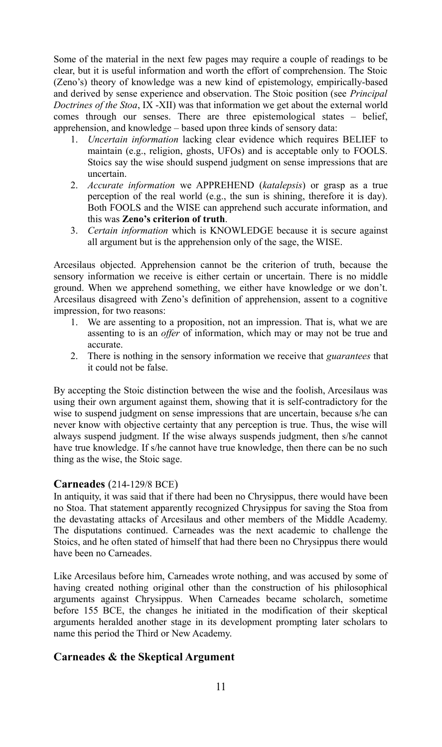Some of the material in the next few pages may require a couple of readings to be clear, but it is useful information and worth the effort of comprehension. The Stoic (Zeno's) theory of knowledge was a new kind of epistemology, empirically-based and derived by sense experience and observation. The Stoic position (see *Principal Doctrines of the Stoa*, IX -XII) was that information we get about the external world comes through our senses. There are three epistemological states – belief, apprehension, and knowledge – based upon three kinds of sensory data:

1. *Uncertain information* lacking clear evidence which requires BELIEF to maintain (e.g., religion, ghosts, UFOs) and is acceptable only to FOOLS. Stoics say the wise should suspend judgment on sense impressions that are uncertain.
2. *Accurate information* we APPREHEND (*katalepsis*) or grasp as a true perception of the real world (e.g., the sun is shining, therefore it is day). Both FOOLS and the WISE can apprehend such accurate information, and this was **Zeno's criterion of truth**.
3. *Certain information* which is KNOWLEDGE because it is secure against all argument but is the apprehension only of the sage, the WISE.

Arcesilaus objected. Apprehension cannot be the criterion of truth, because the sensory information we receive is either certain or uncertain. There is no middle ground. When we apprehend something, we either have knowledge or we don't. Arcesilaus disagreed with Zeno's definition of apprehension, assent to a cognitive impression, for two reasons:

1. We are assenting to a proposition, not an impression. That is, what we are assenting to is an *offer* of information, which may or may not be true and accurate.
2. There is nothing in the sensory information we receive that *guarantees* that it could not be false.

By accepting the Stoic distinction between the wise and the foolish, Arcesilaus was using their own argument against them, showing that it is self-contradictory for the wise to suspend judgment on sense impressions that are uncertain, because s/he can never know with objective certainty that any perception is true. Thus, the wise will always suspend judgment. If the wise always suspends judgment, then s/he cannot have true knowledge. If s/he cannot have true knowledge, then there can be no such thing as the wise, the Stoic sage.

### Carneades (214-129/8 BCE)

In antiquity, it was said that if there had been no Chrysippus, there would have been no Stoa. That statement apparently recognized Chrysippus for saving the Stoa from the devastating attacks of Arcesilaus and other members of the Middle Academy. The disputations continued. Carneades was the next academic to challenge the Stoics, and he often stated of himself that had there been no Chrysippus there would have been no Carneades.

Like Arcesilaus before him, Carneades wrote nothing, and was accused by some of having created nothing original other than the construction of his philosophical arguments against Chrysippus. When Carneades became scholarch, sometime before 155 BCE, the changes he initiated in the modification of their skeptical arguments heralded another stage in its development prompting later scholars to name this period the Third or New Academy.

### Carneades & the Skeptical Argument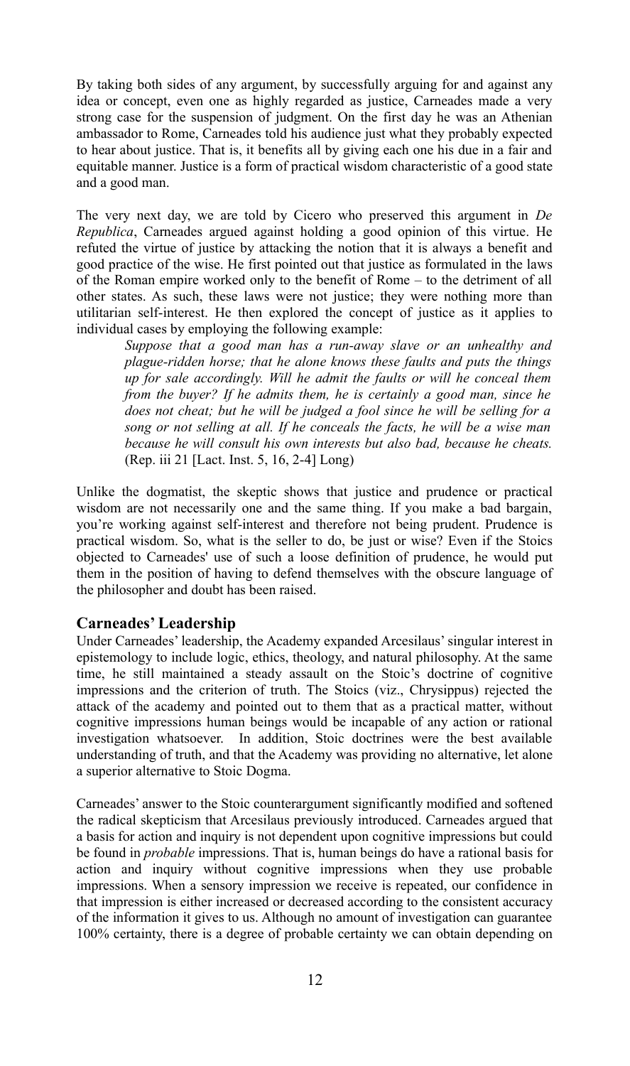By taking both sides of any argument, by successfully arguing for and against any idea or concept, even one as highly regarded as justice, Carneades made a very strong case for the suspension of judgment. On the first day he was an Athenian ambassador to Rome, Carneades told his audience just what they probably expected to hear about justice. That is, it benefits all by giving each one his due in a fair and equitable manner. Justice is a form of practical wisdom characteristic of a good state and a good man.

The very next day, we are told by Cicero who preserved this argument in *De Republica*, Carneades argued against holding a good opinion of this virtue. He refuted the virtue of justice by attacking the notion that it is always a benefit and good practice of the wise. He first pointed out that justice as formulated in the laws of the Roman empire worked only to the benefit of Rome – to the detriment of all other states. As such, these laws were not justice; they were nothing more than utilitarian self-interest. He then explored the concept of justice as it applies to individual cases by employing the following example:

> *Suppose that a good man has a run-away slave or an unhealthy and plague-ridden horse; that he alone knows these faults and puts the things up for sale accordingly. Will he admit the faults or will he conceal them from the buyer? If he admits them, he is certainly a good man, since he does not cheat; but he will be judged a fool since he will be selling for a song or not selling at all. If he conceals the facts, he will be a wise man because he will consult his own interests but also bad, because he cheats.* (Rep. iii 21 [Lact. Inst. 5, 16, 2-4] Long)

Unlike the dogmatist, the skeptic shows that justice and prudence or practical wisdom are not necessarily one and the same thing. If you make a bad bargain, you're working against self-interest and therefore not being prudent. Prudence is practical wisdom. So, what is the seller to do, be just or wise? Even if the Stoics objected to Carneades' use of such a loose definition of prudence, he would put them in the position of having to defend themselves with the obscure language of the philosopher and doubt has been raised.

## Carneades' Leadership

Under Carneades' leadership, the Academy expanded Arcesilaus' singular interest in epistemology to include logic, ethics, theology, and natural philosophy. At the same time, he still maintained a steady assault on the Stoic's doctrine of cognitive impressions and the criterion of truth. The Stoics (viz., Chrysippus) rejected the attack of the academy and pointed out to them that as a practical matter, without cognitive impressions human beings would be incapable of any action or rational investigation whatsoever. In addition, Stoic doctrines were the best available understanding of truth, and that the Academy was providing no alternative, let alone a superior alternative to Stoic Dogma.

Carneades' answer to the Stoic counterargument significantly modified and softened the radical skepticism that Arcesilaus previously introduced. Carneades argued that a basis for action and inquiry is not dependent upon cognitive impressions but could be found in *probable* impressions. That is, human beings do have a rational basis for action and inquiry without cognitive impressions when they use probable impressions. When a sensory impression we receive is repeated, our confidence in that impression is either increased or decreased according to the consistent accuracy of the information it gives to us. Although no amount of investigation can guarantee 100% certainty, there is a degree of probable certainty we can obtain depending on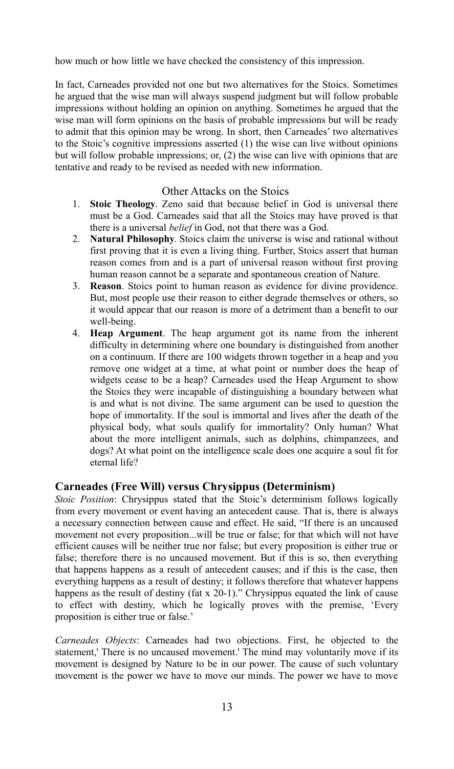how much or how little we have checked the consistency of this impression.

In fact, Carneades provided not one but two alternatives for the Stoics. Sometimes he argued that the wise man will always suspend judgment but will follow probable impressions without holding an opinion on anything. Sometimes he argued that the wise man will form opinions on the basis of probable impressions but will be ready to admit that this opinion may be wrong. In short, then Carneades' two alternatives to the Stoic's cognitive impressions asserted (1) the wise can live without opinions but will follow probable impressions; or, (2) the wise can live with opinions that are tentative and ready to be revised as needed with new information.

### Other Attacks on the Stoics

1. **Stoic Theology**. Zeno said that because belief in God is universal there must be a God. Carneades said that all the Stoics may have proved is that there is a universal *belief* in God, not that there was a God.
2. **Natural Philosophy**. Stoics claim the universe is wise and rational without first proving that it is even a living thing. Further, Stoics assert that human reason comes from and is a part of universal reason without first proving human reason cannot be a separate and spontaneous creation of Nature.
3. **Reason**. Stoics point to human reason as evidence for divine providence. But, most people use their reason to either degrade themselves or others, so it would appear that our reason is more of a detriment than a benefit to our well-being.
4. **Heap Argument**. The heap argument got its name from the inherent difficulty in determining where one boundary is distinguished from another on a continuum. If there are 100 widgets thrown together in a heap and you remove one widget at a time, at what point or number does the heap of widgets cease to be a heap? Carneades used the Heap Argument to show the Stoics they were incapable of distinguishing a boundary between what is and what is not divine. The same argument can be used to question the hope of immortality. If the soul is immortal and lives after the death of the physical body, what souls qualify for immortality? Only human? What about the more intelligent animals, such as dolphins, chimpanzees, and dogs? At what point on the intelligence scale does one acquire a soul fit for eternal life?

## Carneades (Free Will) versus Chrysippus (Determinism)

*Stoic Position*: Chrysippus stated that the Stoic's determinism follows logically from every movement or event having an antecedent cause. That is, there is always a necessary connection between cause and effect. He said, "If there is an uncaused movement not every proposition...will be true or false; for that which will not have efficient causes will be neither true nor false; but every proposition is either true or false; therefore there is no uncaused movement. But if this is so, then everything that happens happens as a result of antecedent causes; and if this is the case, then everything happens as a result of destiny; it follows therefore that whatever happens happens as the result of destiny (fat x 20-1)." Chrysippus equated the link of cause to effect with destiny, which he logically proves with the premise, 'Every proposition is either true or false.'

*Carneades Objects*: Carneades had two objections. First, he objected to the statement,' There is no uncaused movement.' The mind may voluntarily move if its movement is designed by Nature to be in our power. The cause of such voluntary movement is the power we have to move our minds. The power we have to move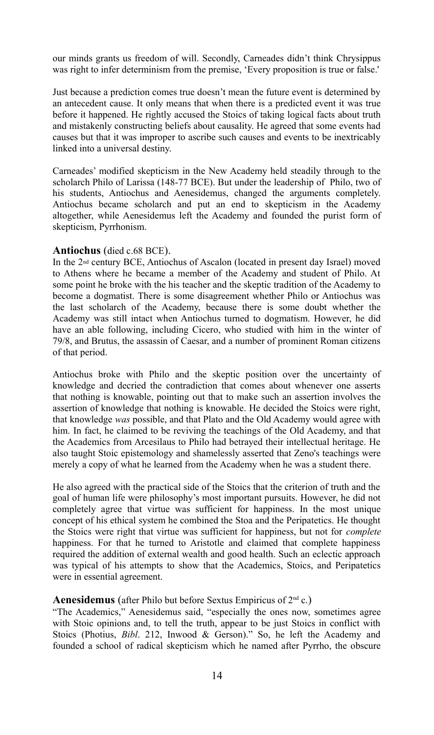our minds grants us freedom of will. Secondly, Carneades didn't think Chrysippus was right to infer determinism from the premise, 'Every proposition is true or false.'

Just because a prediction comes true doesn't mean the future event is determined by an antecedent cause. It only means that when there is a predicted event it was true before it happened. He rightly accused the Stoics of taking logical facts about truth and mistakenly constructing beliefs about causality. He agreed that some events had causes but that it was improper to ascribe such causes and events to be inextricably linked into a universal destiny.

Carneades' modified skepticism in the New Academy held steadily through to the scholarch Philo of Larissa (148-77 BCE). But under the leadership of Philo, two of his students, Antiochus and Aenesidemus, changed the arguments completely. Antiochus became scholarch and put an end to skepticism in the Academy altogether, while Aenesidemus left the Academy and founded the purist form of skepticism, Pyrrhonism.

### **Antiochus** (died c.68 BCE).

In the 2nd century BCE, Antiochus of Ascalon (located in present day Israel) moved to Athens where he became a member of the Academy and student of Philo. At some point he broke with the his teacher and the skeptic tradition of the Academy to become a dogmatist. There is some disagreement whether Philo or Antiochus was the last scholarch of the Academy, because there is some doubt whether the Academy was still intact when Antiochus turned to dogmatism. However, he did have an able following, including Cicero, who studied with him in the winter of 79/8, and Brutus, the assassin of Caesar, and a number of prominent Roman citizens of that period.

Antiochus broke with Philo and the skeptic position over the uncertainty of knowledge and decried the contradiction that comes about whenever one asserts that nothing is knowable, pointing out that to make such an assertion involves the assertion of knowledge that nothing is knowable. He decided the Stoics were right, that knowledge *was* possible, and that Plato and the Old Academy would agree with him. In fact, he claimed to be reviving the teachings of the Old Academy, and that the Academics from Arcesilaus to Philo had betrayed their intellectual heritage. He also taught Stoic epistemology and shamelessly asserted that Zeno's teachings were merely a copy of what he learned from the Academy when he was a student there.

He also agreed with the practical side of the Stoics that the criterion of truth and the goal of human life were philosophy's most important pursuits. However, he did not completely agree that virtue was sufficient for happiness. In the most unique concept of his ethical system he combined the Stoa and the Peripatetics. He thought the Stoics were right that virtue was sufficient for happiness, but not for *complete* happiness. For that he turned to Aristotle and claimed that complete happiness required the addition of external wealth and good health. Such an eclectic approach was typical of his attempts to show that the Academics, Stoics, and Peripatetics were in essential agreement.

### **Aenesidemus** (after Philo but before Sextus Empiricus of 2nd c.)

"The Academics," Aenesidemus said, "especially the ones now, sometimes agree with Stoic opinions and, to tell the truth, appear to be just Stoics in conflict with Stoics (Photius, *Bibl*. 212, Inwood & Gerson)." So, he left the Academy and founded a school of radical skepticism which he named after Pyrrho, the obscure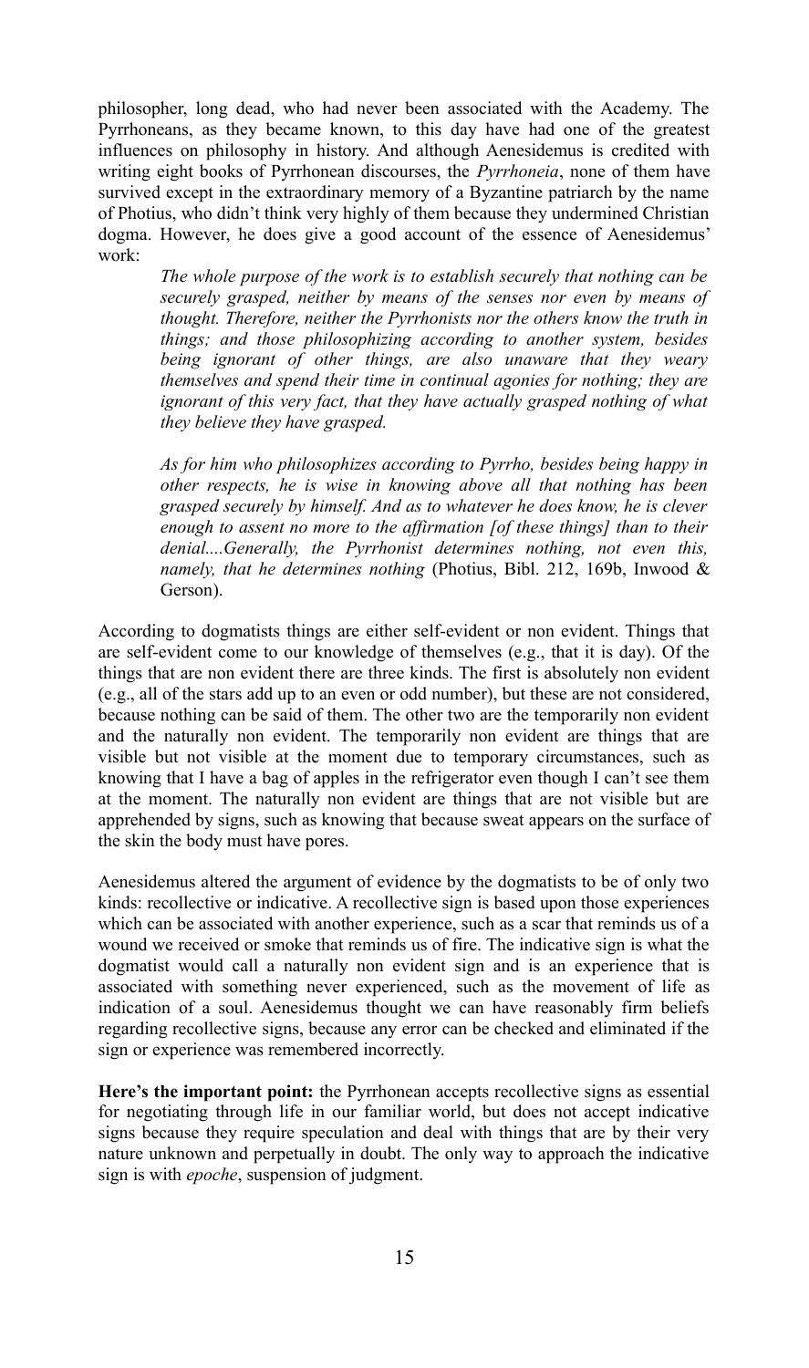philosopher, long dead, who had never been associated with the Academy. The Pyrrhoneans, as they became known, to this day have had one of the greatest influences on philosophy in history. And although Aenesidemus is credited with writing eight books of Pyrrhonean discourses, the *Pyrrhoneia*, none of them have survived except in the extraordinary memory of a Byzantine patriarch by the name of Photius, who didn't think very highly of them because they undermined Christian dogma. However, he does give a good account of the essence of Aenesidemus' work:

> *The whole purpose of the work is to establish securely that nothing can be securely grasped, neither by means of the senses nor even by means of thought. Therefore, neither the Pyrrhonists nor the others know the truth in things; and those philosophizing according to another system, besides being ignorant of other things, are also unaware that they weary themselves and spend their time in continual agonies for nothing; they are ignorant of this very fact, that they have actually grasped nothing of what they believe they have grasped.*
>
> *As for him who philosophizes according to Pyrrho, besides being happy in other respects, he is wise in knowing above all that nothing has been grasped securely by himself. And as to whatever he does know, he is clever enough to assent no more to the affirmation [of these things] than to their denial....Generally, the Pyrrhonist determines nothing, not even this, namely, that he determines nothing* (Photius, Bibl. 212, 169b, Inwood & Gerson).

According to dogmatists things are either self-evident or non evident. Things that are self-evident come to our knowledge of themselves (e.g., that it is day). Of the things that are non evident there are three kinds. The first is absolutely non evident (e.g., all of the stars add up to an even or odd number), but these are not considered, because nothing can be said of them. The other two are the temporarily non evident and the naturally non evident. The temporarily non evident are things that are visible but not visible at the moment due to temporary circumstances, such as knowing that I have a bag of apples in the refrigerator even though I can't see them at the moment. The naturally non evident are things that are not visible but are apprehended by signs, such as knowing that because sweat appears on the surface of the skin the body must have pores.

Aenesidemus altered the argument of evidence by the dogmatists to be of only two kinds: recollective or indicative. A recollective sign is based upon those experiences which can be associated with another experience, such as a scar that reminds us of a wound we received or smoke that reminds us of fire. The indicative sign is what the dogmatist would call a naturally non evident sign and is an experience that is associated with something never experienced, such as the movement of life as indication of a soul. Aenesidemus thought we can have reasonably firm beliefs regarding recollective signs, because any error can be checked and eliminated if the sign or experience was remembered incorrectly.

**Here's the important point:** the Pyrrhonean accepts recollective signs as essential for negotiating through life in our familiar world, but does not accept indicative signs because they require speculation and deal with things that are by their very nature unknown and perpetually in doubt. The only way to approach the indicative sign is with *epoche*, suspension of judgment.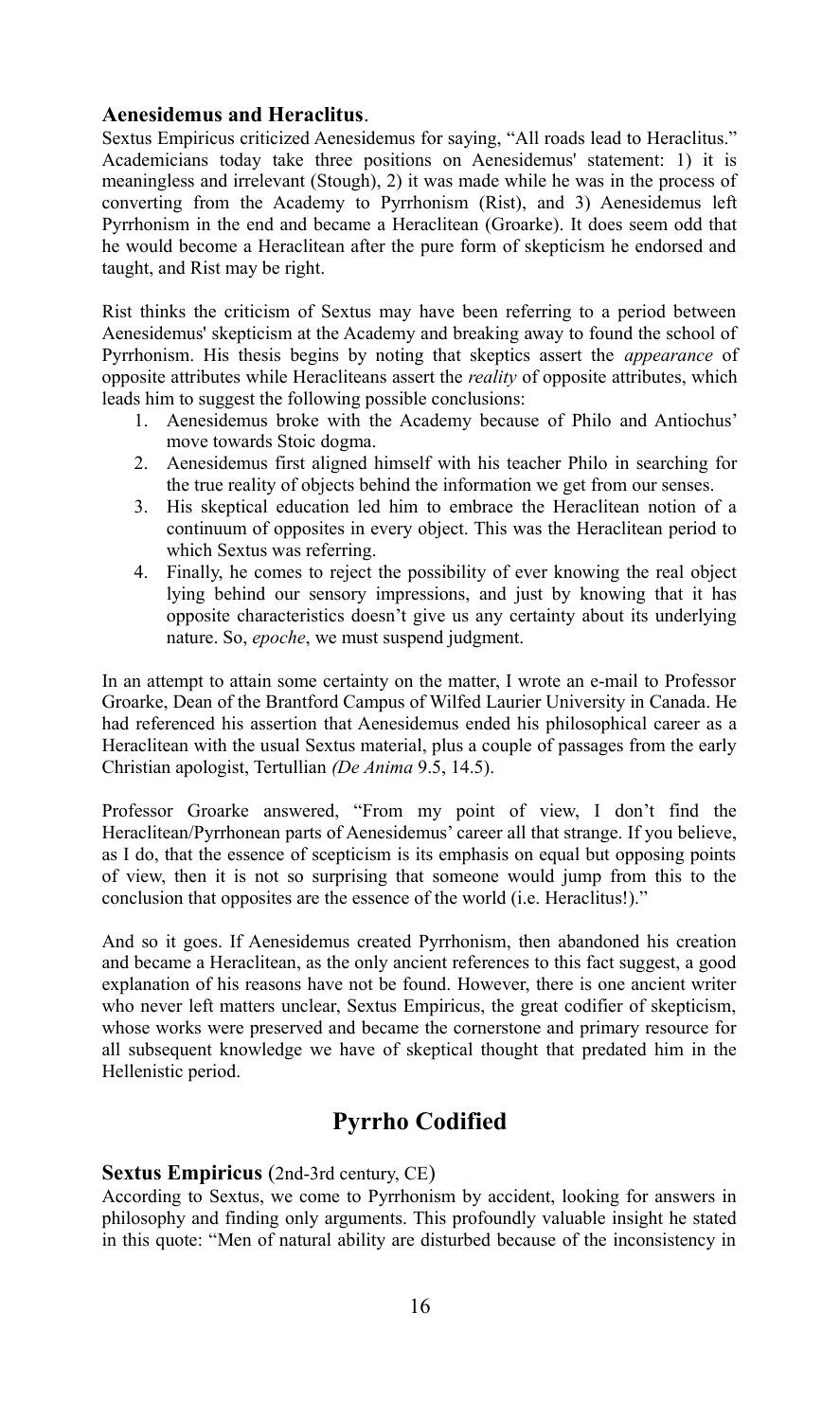**Aenesidemus and Heraclitus**.

Sextus Empiricus criticized Aenesidemus for saying, "All roads lead to Heraclitus." Academicians today take three positions on Aenesidemus' statement: 1) it is meaningless and irrelevant (Stough), 2) it was made while he was in the process of converting from the Academy to Pyrrhonism (Rist), and 3) Aenesidemus left Pyrrhonism in the end and became a Heraclitean (Groarke). It does seem odd that he would become a Heraclitean after the pure form of skepticism he endorsed and taught, and Rist may be right.

Rist thinks the criticism of Sextus may have been referring to a period between Aenesidemus' skepticism at the Academy and breaking away to found the school of Pyrrhonism. His thesis begins by noting that skeptics assert the *appearance* of opposite attributes while Heracliteans assert the *reality* of opposite attributes, which leads him to suggest the following possible conclusions:

1. Aenesidemus broke with the Academy because of Philo and Antiochus' move towards Stoic dogma.
2. Aenesidemus first aligned himself with his teacher Philo in searching for the true reality of objects behind the information we get from our senses.
3. His skeptical education led him to embrace the Heraclitean notion of a continuum of opposites in every object. This was the Heraclitean period to which Sextus was referring.
4. Finally, he comes to reject the possibility of ever knowing the real object lying behind our sensory impressions, and just by knowing that it has opposite characteristics doesn't give us any certainty about its underlying nature. So, *epoche*, we must suspend judgment.

In an attempt to attain some certainty on the matter, I wrote an e-mail to Professor Groarke, Dean of the Brantford Campus of Wilfed Laurier University in Canada. He had referenced his assertion that Aenesidemus ended his philosophical career as a Heraclitean with the usual Sextus material, plus a couple of passages from the early Christian apologist, Tertullian *(De Anima* 9.5, 14.5).

Professor Groarke answered, "From my point of view, I don't find the Heraclitean/Pyrrhonean parts of Aenesidemus' career all that strange. If you believe, as I do, that the essence of scepticism is its emphasis on equal but opposing points of view, then it is not so surprising that someone would jump from this to the conclusion that opposites are the essence of the world (i.e. Heraclitus!)."

And so it goes. If Aenesidemus created Pyrrhonism, then abandoned his creation and became a Heraclitean, as the only ancient references to this fact suggest, a good explanation of his reasons have not been found. However, there is one ancient writer who never left matters unclear, Sextus Empiricus, the great codifier of skepticism, whose works were preserved and became the cornerstone and primary resource for all subsequent knowledge we have of skeptical thought that predated him in the Hellenistic period.

## Pyrrho Codified

**Sextus Empiricus** (2nd-3rd century, CE)

According to Sextus, we come to Pyrrhonism by accident, looking for answers in philosophy and finding only arguments. This profoundly valuable insight he stated in this quote: "Men of natural ability are disturbed because of the inconsistency in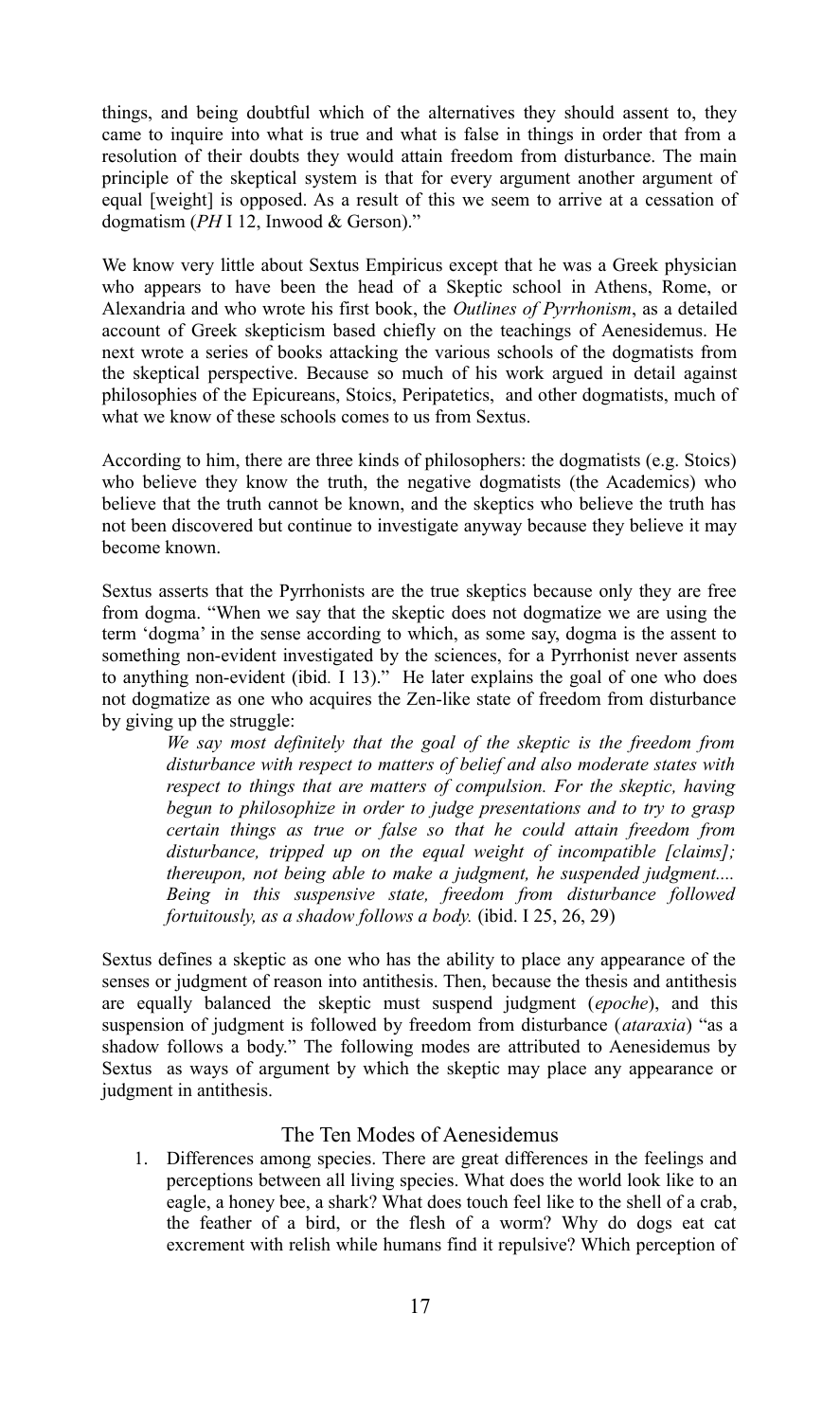things, and being doubtful which of the alternatives they should assent to, they came to inquire into what is true and what is false in things in order that from a resolution of their doubts they would attain freedom from disturbance. The main principle of the skeptical system is that for every argument another argument of equal [weight] is opposed. As a result of this we seem to arrive at a cessation of dogmatism (*PH* I 12, Inwood & Gerson)."

We know very little about Sextus Empiricus except that he was a Greek physician who appears to have been the head of a Skeptic school in Athens, Rome, or Alexandria and who wrote his first book, the *Outlines of Pyrrhonism*, as a detailed account of Greek skepticism based chiefly on the teachings of Aenesidemus. He next wrote a series of books attacking the various schools of the dogmatists from the skeptical perspective. Because so much of his work argued in detail against philosophies of the Epicureans, Stoics, Peripatetics, and other dogmatists, much of what we know of these schools comes to us from Sextus.

According to him, there are three kinds of philosophers: the dogmatists (e.g. Stoics) who believe they know the truth, the negative dogmatists (the Academics) who believe that the truth cannot be known, and the skeptics who believe the truth has not been discovered but continue to investigate anyway because they believe it may become known.

Sextus asserts that the Pyrrhonists are the true skeptics because only they are free from dogma. "When we say that the skeptic does not dogmatize we are using the term 'dogma' in the sense according to which, as some say, dogma is the assent to something non-evident investigated by the sciences, for a Pyrrhonist never assents to anything non-evident (ibid. I 13)." He later explains the goal of one who does not dogmatize as one who acquires the Zen-like state of freedom from disturbance by giving up the struggle:

> *We say most definitely that the goal of the skeptic is the freedom from disturbance with respect to matters of belief and also moderate states with respect to things that are matters of compulsion. For the skeptic, having begun to philosophize in order to judge presentations and to try to grasp certain things as true or false so that he could attain freedom from disturbance, tripped up on the equal weight of incompatible [claims]; thereupon, not being able to make a judgment, he suspended judgment.... Being in this suspensive state, freedom from disturbance followed fortuitously, as a shadow follows a body.* (ibid. I 25, 26, 29)

Sextus defines a skeptic as one who has the ability to place any appearance of the senses or judgment of reason into antithesis. Then, because the thesis and antithesis are equally balanced the skeptic must suspend judgment (*epoche*), and this suspension of judgment is followed by freedom from disturbance (*ataraxia*) "as a shadow follows a body." The following modes are attributed to Aenesidemus by Sextus as ways of argument by which the skeptic may place any appearance or judgment in antithesis.

## The Ten Modes of Aenesidemus

1. Differences among species. There are great differences in the feelings and perceptions between all living species. What does the world look like to an eagle, a honey bee, a shark? What does touch feel like to the shell of a crab, the feather of a bird, or the flesh of a worm? Why do dogs eat cat excrement with relish while humans find it repulsive? Which perception of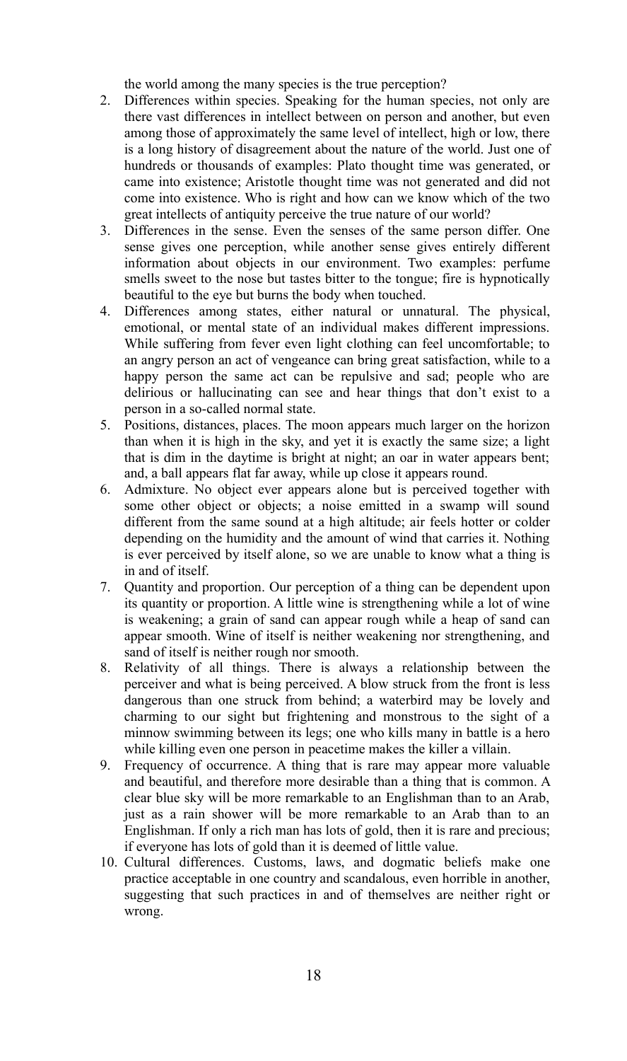the world among the many species is the true perception?

2. Differences within species. Speaking for the human species, not only are there vast differences in intellect between on person and another, but even among those of approximately the same level of intellect, high or low, there is a long history of disagreement about the nature of the world. Just one of hundreds or thousands of examples: Plato thought time was generated, or came into existence; Aristotle thought time was not generated and did not come into existence. Who is right and how can we know which of the two great intellects of antiquity perceive the true nature of our world?
3. Differences in the sense. Even the senses of the same person differ. One sense gives one perception, while another sense gives entirely different information about objects in our environment. Two examples: perfume smells sweet to the nose but tastes bitter to the tongue; fire is hypnotically beautiful to the eye but burns the body when touched.
4. Differences among states, either natural or unnatural. The physical, emotional, or mental state of an individual makes different impressions. While suffering from fever even light clothing can feel uncomfortable; to an angry person an act of vengeance can bring great satisfaction, while to a happy person the same act can be repulsive and sad; people who are delirious or hallucinating can see and hear things that don't exist to a person in a so-called normal state.
5. Positions, distances, places. The moon appears much larger on the horizon than when it is high in the sky, and yet it is exactly the same size; a light that is dim in the daytime is bright at night; an oar in water appears bent; and, a ball appears flat far away, while up close it appears round.
6. Admixture. No object ever appears alone but is perceived together with some other object or objects; a noise emitted in a swamp will sound different from the same sound at a high altitude; air feels hotter or colder depending on the humidity and the amount of wind that carries it. Nothing is ever perceived by itself alone, so we are unable to know what a thing is in and of itself.
7. Quantity and proportion. Our perception of a thing can be dependent upon its quantity or proportion. A little wine is strengthening while a lot of wine is weakening; a grain of sand can appear rough while a heap of sand can appear smooth. Wine of itself is neither weakening nor strengthening, and sand of itself is neither rough nor smooth.
8. Relativity of all things. There is always a relationship between the perceiver and what is being perceived. A blow struck from the front is less dangerous than one struck from behind; a waterbird may be lovely and charming to our sight but frightening and monstrous to the sight of a minnow swimming between its legs; one who kills many in battle is a hero while killing even one person in peacetime makes the killer a villain.
9. Frequency of occurrence. A thing that is rare may appear more valuable and beautiful, and therefore more desirable than a thing that is common. A clear blue sky will be more remarkable to an Englishman than to an Arab, just as a rain shower will be more remarkable to an Arab than to an Englishman. If only a rich man has lots of gold, then it is rare and precious; if everyone has lots of gold than it is deemed of little value.
10. Cultural differences. Customs, laws, and dogmatic beliefs make one practice acceptable in one country and scandalous, even horrible in another, suggesting that such practices in and of themselves are neither right or wrong.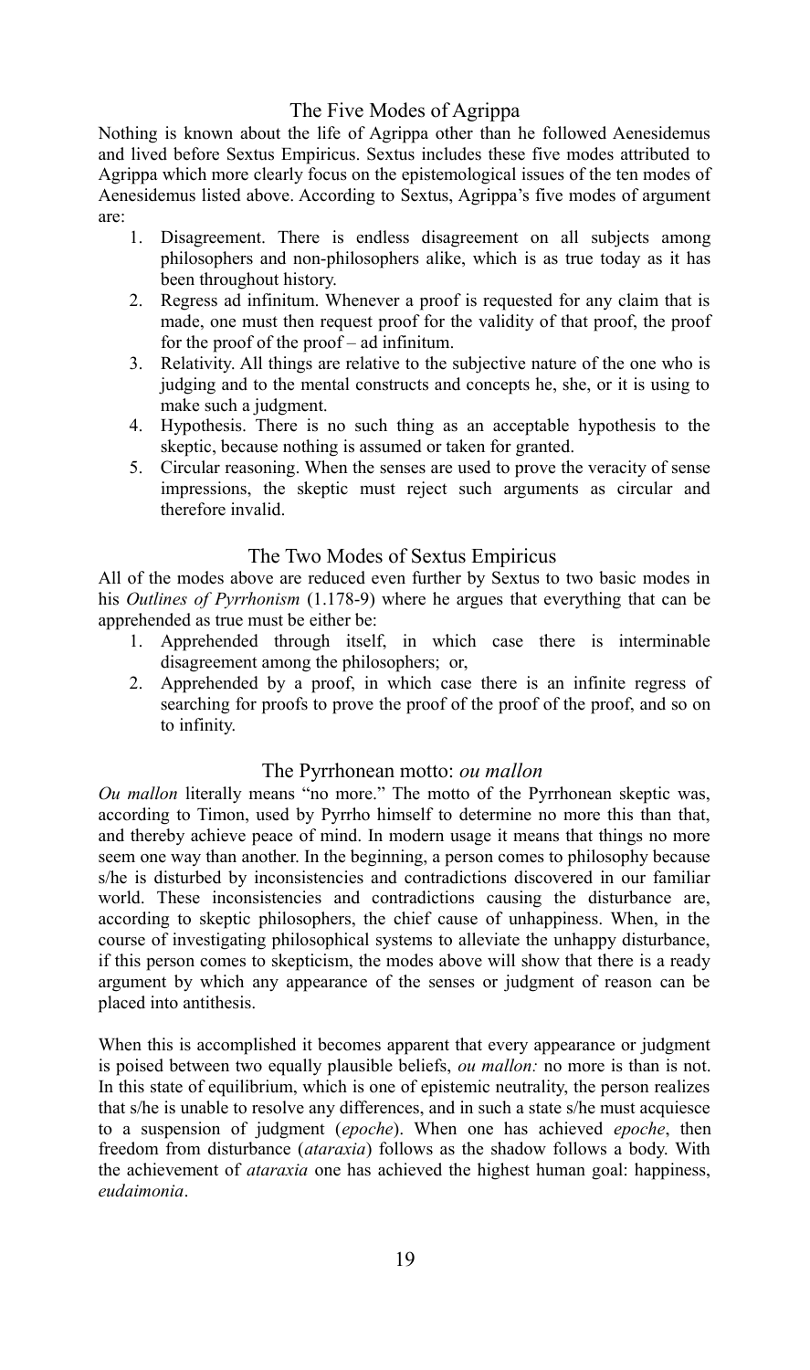## The Five Modes of Agrippa

Nothing is known about the life of Agrippa other than he followed Aenesidemus and lived before Sextus Empiricus. Sextus includes these five modes attributed to Agrippa which more clearly focus on the epistemological issues of the ten modes of Aenesidemus listed above. According to Sextus, Agrippa's five modes of argument are:

1. Disagreement. There is endless disagreement on all subjects among philosophers and non-philosophers alike, which is as true today as it has been throughout history.
2. Regress ad infinitum. Whenever a proof is requested for any claim that is made, one must then request proof for the validity of that proof, the proof for the proof of the proof – ad infinitum.
3. Relativity. All things are relative to the subjective nature of the one who is judging and to the mental constructs and concepts he, she, or it is using to make such a judgment.
4. Hypothesis. There is no such thing as an acceptable hypothesis to the skeptic, because nothing is assumed or taken for granted.
5. Circular reasoning. When the senses are used to prove the veracity of sense impressions, the skeptic must reject such arguments as circular and therefore invalid.

## The Two Modes of Sextus Empiricus

All of the modes above are reduced even further by Sextus to two basic modes in his *Outlines of Pyrrhonism* (1.178-9) where he argues that everything that can be apprehended as true must be either be:

1. Apprehended through itself, in which case there is interminable disagreement among the philosophers; or,
2. Apprehended by a proof, in which case there is an infinite regress of searching for proofs to prove the proof of the proof of the proof, and so on to infinity.

## The Pyrrhonean motto: *ou mallon*

*Ou mallon* literally means "no more." The motto of the Pyrrhonean skeptic was, according to Timon, used by Pyrrho himself to determine no more this than that, and thereby achieve peace of mind. In modern usage it means that things no more seem one way than another. In the beginning, a person comes to philosophy because s/he is disturbed by inconsistencies and contradictions discovered in our familiar world. These inconsistencies and contradictions causing the disturbance are, according to skeptic philosophers, the chief cause of unhappiness. When, in the course of investigating philosophical systems to alleviate the unhappy disturbance, if this person comes to skepticism, the modes above will show that there is a ready argument by which any appearance of the senses or judgment of reason can be placed into antithesis.

When this is accomplished it becomes apparent that every appearance or judgment is poised between two equally plausible beliefs, *ou mallon:* no more is than is not. In this state of equilibrium, which is one of epistemic neutrality, the person realizes that s/he is unable to resolve any differences, and in such a state s/he must acquiesce to a suspension of judgment (*epoche*). When one has achieved *epoche*, then freedom from disturbance (*ataraxia*) follows as the shadow follows a body. With the achievement of *ataraxia* one has achieved the highest human goal: happiness, *eudaimonia*.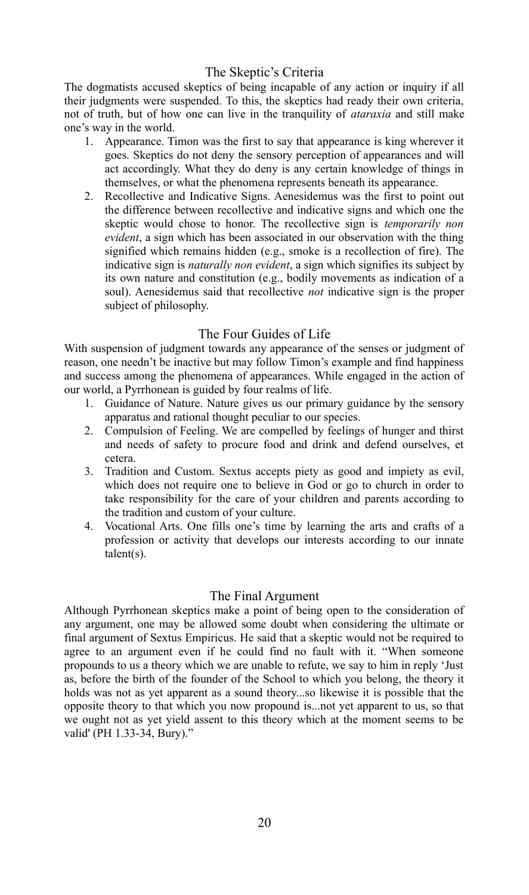## The Skeptic's Criteria

The dogmatists accused skeptics of being incapable of any action or inquiry if all their judgments were suspended. To this, the skeptics had ready their own criteria, not of truth, but of how one can live in the tranquility of *ataraxia* and still make one's way in the world.

1. Appearance. Timon was the first to say that appearance is king wherever it goes. Skeptics do not deny the sensory perception of appearances and will act accordingly. What they do deny is any certain knowledge of things in themselves, or what the phenomena represents beneath its appearance.
2. Recollective and Indicative Signs. Aenesidemus was the first to point out the difference between recollective and indicative signs and which one the skeptic would chose to honor. The recollective sign is *temporarily non evident*, a sign which has been associated in our observation with the thing signified which remains hidden (e.g., smoke is a recollection of fire). The indicative sign is *naturally non evident*, a sign which signifies its subject by its own nature and constitution (e.g., bodily movements as indication of a soul). Aenesidemus said that recollective *not* indicative sign is the proper subject of philosophy.

## The Four Guides of Life

With suspension of judgment towards any appearance of the senses or judgment of reason, one needn't be inactive but may follow Timon's example and find happiness and success among the phenomena of appearances. While engaged in the action of our world, a Pyrrhonean is guided by four realms of life.

1. Guidance of Nature. Nature gives us our primary guidance by the sensory apparatus and rational thought peculiar to our species.
2. Compulsion of Feeling. We are compelled by feelings of hunger and thirst and needs of safety to procure food and drink and defend ourselves, et cetera.
3. Tradition and Custom. Sextus accepts piety as good and impiety as evil, which does not require one to believe in God or go to church in order to take responsibility for the care of your children and parents according to the tradition and custom of your culture.
4. Vocational Arts. One fills one's time by learning the arts and crafts of a profession or activity that develops our interests according to our innate talent(s).

## The Final Argument

Although Pyrrhonean skeptics make a point of being open to the consideration of any argument, one may be allowed some doubt when considering the ultimate or final argument of Sextus Empiricus. He said that a skeptic would not be required to agree to an argument even if he could find no fault with it. "When someone propounds to us a theory which we are unable to refute, we say to him in reply 'Just as, before the birth of the founder of the School to which you belong, the theory it holds was not as yet apparent as a sound theory...so likewise it is possible that the opposite theory to that which you now propound is...not yet apparent to us, so that we ought not as yet yield assent to this theory which at the moment seems to be valid' (PH 1.33-34, Bury)."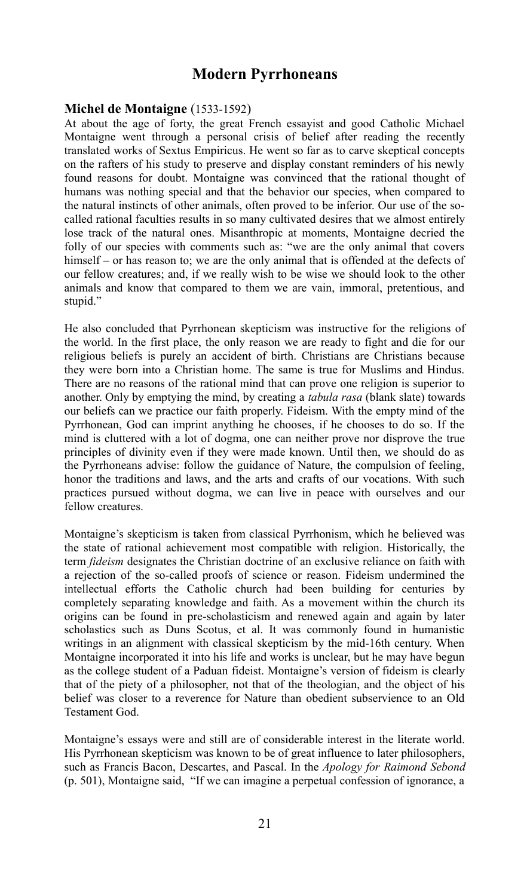## Modern Pyrrhoneans

### Michel de Montaigne (1533-1592)

At about the age of forty, the great French essayist and good Catholic Michael Montaigne went through a personal crisis of belief after reading the recently translated works of Sextus Empiricus. He went so far as to carve skeptical concepts on the rafters of his study to preserve and display constant reminders of his newly found reasons for doubt. Montaigne was convinced that the rational thought of humans was nothing special and that the behavior our species, when compared to the natural instincts of other animals, often proved to be inferior. Our use of the so-called rational faculties results in so many cultivated desires that we almost entirely lose track of the natural ones. Misanthropic at moments, Montaigne decried the folly of our species with comments such as: "we are the only animal that covers himself – or has reason to; we are the only animal that is offended at the defects of our fellow creatures; and, if we really wish to be wise we should look to the other animals and know that compared to them we are vain, immoral, pretentious, and stupid."

He also concluded that Pyrrhonean skepticism was instructive for the religions of the world. In the first place, the only reason we are ready to fight and die for our religious beliefs is purely an accident of birth. Christians are Christians because they were born into a Christian home. The same is true for Muslims and Hindus. There are no reasons of the rational mind that can prove one religion is superior to another. Only by emptying the mind, by creating a *tabula rasa* (blank slate) towards our beliefs can we practice our faith properly. Fideism. With the empty mind of the Pyrrhonean, God can imprint anything he chooses, if he chooses to do so. If the mind is cluttered with a lot of dogma, one can neither prove nor disprove the true principles of divinity even if they were made known. Until then, we should do as the Pyrrhoneans advise: follow the guidance of Nature, the compulsion of feeling, honor the traditions and laws, and the arts and crafts of our vocations. With such practices pursued without dogma, we can live in peace with ourselves and our fellow creatures.

Montaigne's skepticism is taken from classical Pyrrhonism, which he believed was the state of rational achievement most compatible with religion. Historically, the term *fideism* designates the Christian doctrine of an exclusive reliance on faith with a rejection of the so-called proofs of science or reason. Fideism undermined the intellectual efforts the Catholic church had been building for centuries by completely separating knowledge and faith. As a movement within the church its origins can be found in pre-scholasticism and renewed again and again by later scholastics such as Duns Scotus, et al. It was commonly found in humanistic writings in an alignment with classical skepticism by the mid-16th century. When Montaigne incorporated it into his life and works is unclear, but he may have begun as the college student of a Paduan fideist. Montaigne's version of fideism is clearly that of the piety of a philosopher, not that of the theologian, and the object of his belief was closer to a reverence for Nature than obedient subservience to an Old Testament God.

Montaigne's essays were and still are of considerable interest in the literate world. His Pyrrhonean skepticism was known to be of great influence to later philosophers, such as Francis Bacon, Descartes, and Pascal. In the *Apology for Raimond Sebond* (p. 501), Montaigne said, "If we can imagine a perpetual confession of ignorance, a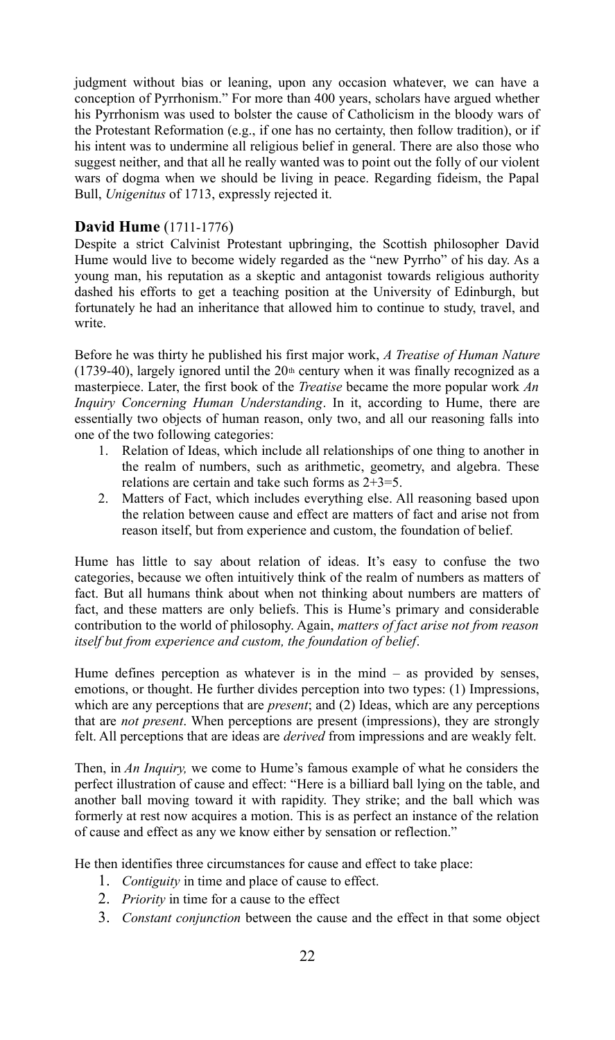judgment without bias or leaning, upon any occasion whatever, we can have a conception of Pyrrhonism." For more than 400 years, scholars have argued whether his Pyrrhonism was used to bolster the cause of Catholicism in the bloody wars of the Protestant Reformation (e.g., if one has no certainty, then follow tradition), or if his intent was to undermine all religious belief in general. There are also those who suggest neither, and that all he really wanted was to point out the folly of our violent wars of dogma when we should be living in peace. Regarding fideism, the Papal Bull, *Unigenitus* of 1713, expressly rejected it.

### **David Hume** (1711-1776)

Despite a strict Calvinist Protestant upbringing, the Scottish philosopher David Hume would live to become widely regarded as the "new Pyrrho" of his day. As a young man, his reputation as a skeptic and antagonist towards religious authority dashed his efforts to get a teaching position at the University of Edinburgh, but fortunately he had an inheritance that allowed him to continue to study, travel, and write.

Before he was thirty he published his first major work, *A Treatise of Human Nature* (1739-40), largely ignored until the 20th century when it was finally recognized as a masterpiece. Later, the first book of the *Treatise* became the more popular work *An Inquiry Concerning Human Understanding*. In it, according to Hume, there are essentially two objects of human reason, only two, and all our reasoning falls into one of the two following categories:

1. Relation of Ideas, which include all relationships of one thing to another in the realm of numbers, such as arithmetic, geometry, and algebra. These relations are certain and take such forms as 2+3=5.
2. Matters of Fact, which includes everything else. All reasoning based upon the relation between cause and effect are matters of fact and arise not from reason itself, but from experience and custom, the foundation of belief.

Hume has little to say about relation of ideas. It's easy to confuse the two categories, because we often intuitively think of the realm of numbers as matters of fact. But all humans think about when not thinking about numbers are matters of fact, and these matters are only beliefs. This is Hume's primary and considerable contribution to the world of philosophy. Again, *matters of fact arise not from reason itself but from experience and custom, the foundation of belief*.

Hume defines perception as whatever is in the mind – as provided by senses, emotions, or thought. He further divides perception into two types: (1) Impressions, which are any perceptions that are *present*; and (2) Ideas, which are any perceptions that are *not present*. When perceptions are present (impressions), they are strongly felt. All perceptions that are ideas are *derived* from impressions and are weakly felt.

Then, in *An Inquiry,* we come to Hume's famous example of what he considers the perfect illustration of cause and effect: "Here is a billiard ball lying on the table, and another ball moving toward it with rapidity. They strike; and the ball which was formerly at rest now acquires a motion. This is as perfect an instance of the relation of cause and effect as any we know either by sensation or reflection."

He then identifies three circumstances for cause and effect to take place:

1. *Contiguity* in time and place of cause to effect.
2. *Priority* in time for a cause to the effect
3. *Constant conjunction* between the cause and the effect in that some object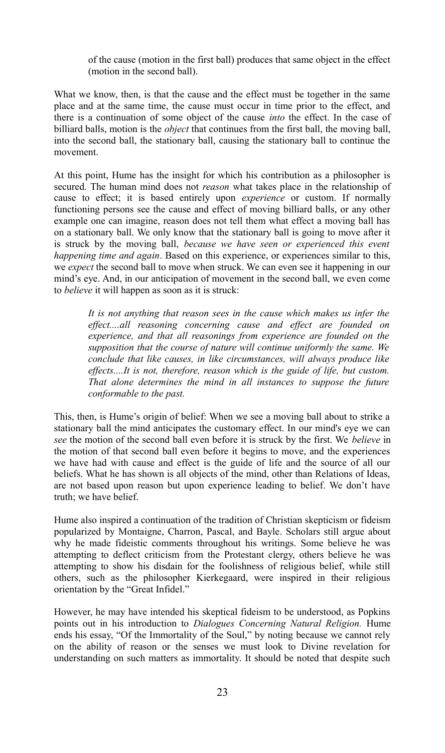of the cause (motion in the first ball) produces that same object in the effect (motion in the second ball).

What we know, then, is that the cause and the effect must be together in the same place and at the same time, the cause must occur in time prior to the effect, and there is a continuation of some object of the cause *into* the effect. In the case of billiard balls, motion is the *object* that continues from the first ball, the moving ball, into the second ball, the stationary ball, causing the stationary ball to continue the movement.

At this point, Hume has the insight for which his contribution as a philosopher is secured. The human mind does not *reason* what takes place in the relationship of cause to effect; it is based entirely upon *experience* or custom. If normally functioning persons see the cause and effect of moving billiard balls, or any other example one can imagine, reason does not tell them what effect a moving ball has on a stationary ball. We only know that the stationary ball is going to move after it is struck by the moving ball, *because we have seen or experienced this event happening time and again*. Based on this experience, or experiences similar to this, we *expect* the second ball to move when struck. We can even see it happening in our mind's eye. And, in our anticipation of movement in the second ball, we even come to *believe* it will happen as soon as it is struck:

> *It is not anything that reason sees in the cause which makes us infer the effect....all reasoning concerning cause and effect are founded on experience, and that all reasonings from experience are founded on the supposition that the course of nature will continue uniformly the same. We conclude that like causes, in like circumstances, will always produce like effects....It is not, therefore, reason which is the guide of life, but custom. That alone determines the mind in all instances to suppose the future conformable to the past.*

This, then, is Hume's origin of belief: When we see a moving ball about to strike a stationary ball the mind anticipates the customary effect. In our mind's eye we can *see* the motion of the second ball even before it is struck by the first. We *believe* in the motion of that second ball even before it begins to move, and the experiences we have had with cause and effect is the guide of life and the source of all our beliefs. What he has shown is all objects of the mind, other than Relations of Ideas, are not based upon reason but upon experience leading to belief. We don't have truth; we have belief.

Hume also inspired a continuation of the tradition of Christian skepticism or fideism popularized by Montaigne, Charron, Pascal, and Bayle. Scholars still argue about why he made fideistic comments throughout his writings. Some believe he was attempting to deflect criticism from the Protestant clergy, others believe he was attempting to show his disdain for the foolishness of religious belief, while still others, such as the philosopher Kierkegaard, were inspired in their religious orientation by the "Great Infidel."

However, he may have intended his skeptical fideism to be understood, as Popkins points out in his introduction to *Dialogues Concerning Natural Religion.* Hume ends his essay, "Of the Immortality of the Soul," by noting because we cannot rely on the ability of reason or the senses we must look to Divine revelation for understanding on such matters as immortality. It should be noted that despite such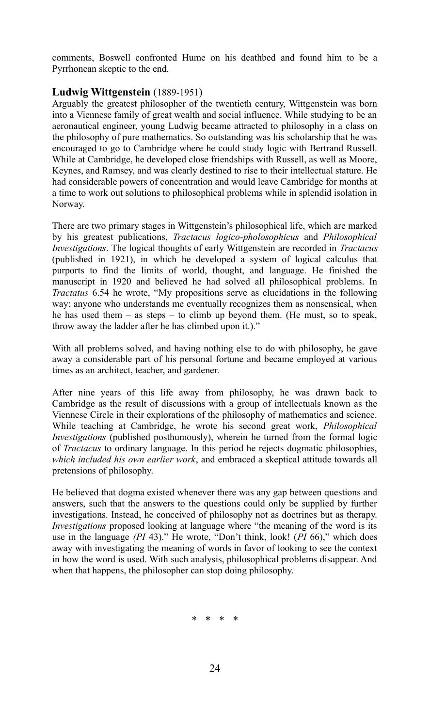comments, Boswell confronted Hume on his deathbed and found him to be a Pyrrhonean skeptic to the end.

### **Ludwig Wittgenstein** (1889-1951)

Arguably the greatest philosopher of the twentieth century, Wittgenstein was born into a Viennese family of great wealth and social influence. While studying to be an aeronautical engineer, young Ludwig became attracted to philosophy in a class on the philosophy of pure mathematics. So outstanding was his scholarship that he was encouraged to go to Cambridge where he could study logic with Bertrand Russell. While at Cambridge, he developed close friendships with Russell, as well as Moore, Keynes, and Ramsey, and was clearly destined to rise to their intellectual stature. He had considerable powers of concentration and would leave Cambridge for months at a time to work out solutions to philosophical problems while in splendid isolation in Norway.

There are two primary stages in Wittgenstein's philosophical life, which are marked by his greatest publications, *Tractacus logico-pholosophicus* and *Philosophical Investigations*. The logical thoughts of early Wittgenstein are recorded in *Tractacus* (published in 1921), in which he developed a system of logical calculus that purports to find the limits of world, thought, and language. He finished the manuscript in 1920 and believed he had solved all philosophical problems. In *Tractatus* 6.54 he wrote, "My propositions serve as elucidations in the following way: anyone who understands me eventually recognizes them as nonsensical, when he has used them – as steps – to climb up beyond them. (He must, so to speak, throw away the ladder after he has climbed upon it.)."

With all problems solved, and having nothing else to do with philosophy, he gave away a considerable part of his personal fortune and became employed at various times as an architect, teacher, and gardener.

After nine years of this life away from philosophy, he was drawn back to Cambridge as the result of discussions with a group of intellectuals known as the Viennese Circle in their explorations of the philosophy of mathematics and science. While teaching at Cambridge, he wrote his second great work, *Philosophical Investigations* (published posthumously), wherein he turned from the formal logic of *Tractacus* to ordinary language. In this period he rejects dogmatic philosophies, *which included his own earlier work*, and embraced a skeptical attitude towards all pretensions of philosophy.

He believed that dogma existed whenever there was any gap between questions and answers, such that the answers to the questions could only be supplied by further investigations. Instead, he conceived of philosophy not as doctrines but as therapy. *Investigations* proposed looking at language where "the meaning of the word is its use in the language *(PI* 43)." He wrote, "Don't think, look! (*PI* 66)," which does away with investigating the meaning of words in favor of looking to see the context in how the word is used. With such analysis, philosophical problems disappear. And when that happens, the philosopher can stop doing philosophy.

\* \* \* \*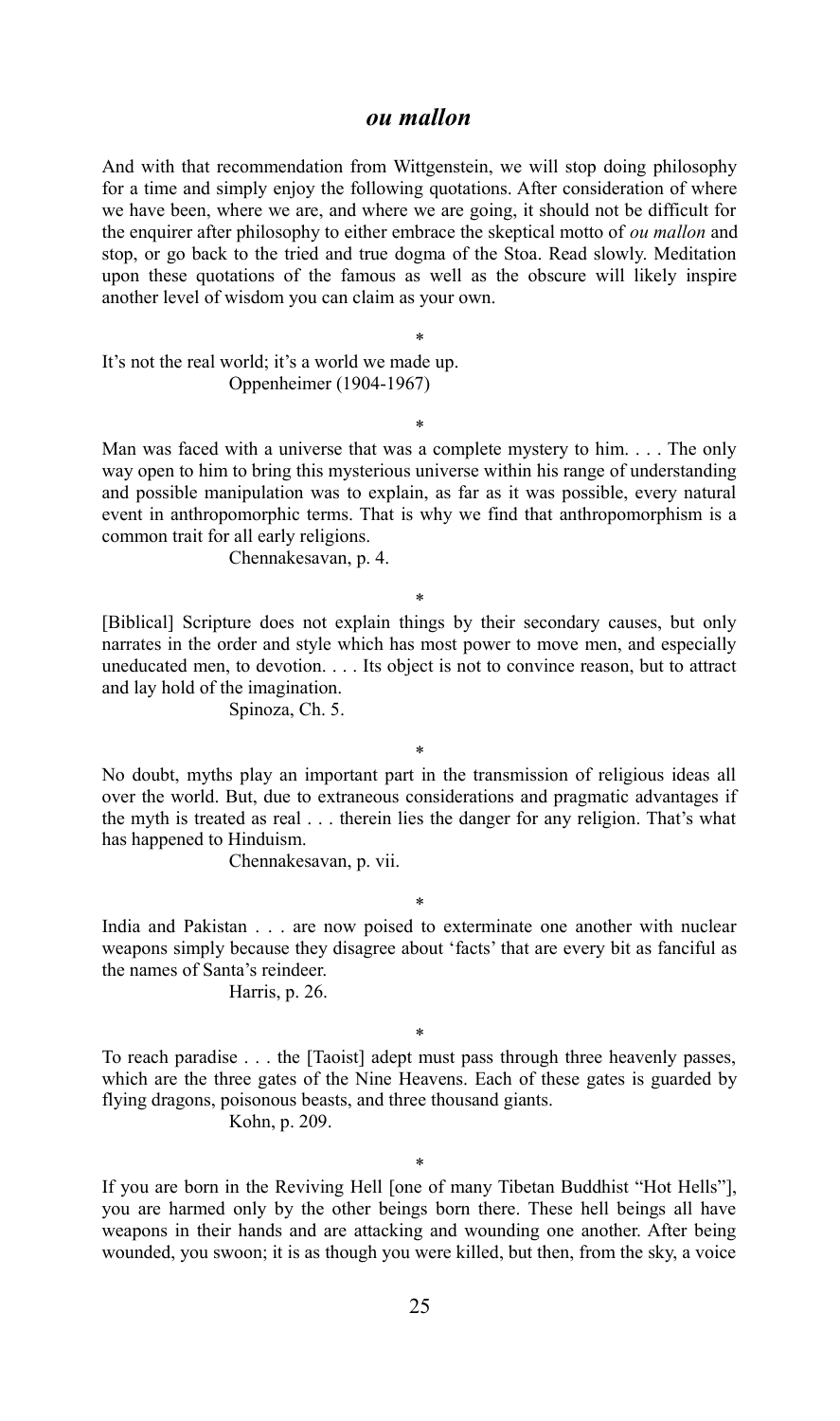## *ou mallon*

And with that recommendation from Wittgenstein, we will stop doing philosophy for a time and simply enjoy the following quotations. After consideration of where we have been, where we are, and where we are going, it should not be difficult for the enquirer after philosophy to either embrace the skeptical motto of *ou mallon* and stop, or go back to the tried and true dogma of the Stoa. Read slowly. Meditation upon these quotations of the famous as well as the obscure will likely inspire another level of wisdom you can claim as your own.

*

It's not the real world; it's a world we made up.

Oppenheimer (1904-1967)

*

Man was faced with a universe that was a complete mystery to him. . . . The only way open to him to bring this mysterious universe within his range of understanding and possible manipulation was to explain, as far as it was possible, every natural event in anthropomorphic terms. That is why we find that anthropomorphism is a common trait for all early religions.

Chennakesavan, p. 4.

*

[Biblical] Scripture does not explain things by their secondary causes, but only narrates in the order and style which has most power to move men, and especially uneducated men, to devotion. . . . Its object is not to convince reason, but to attract and lay hold of the imagination.

Spinoza, Ch. 5.

*

No doubt, myths play an important part in the transmission of religious ideas all over the world. But, due to extraneous considerations and pragmatic advantages if the myth is treated as real . . . therein lies the danger for any religion. That's what has happened to Hinduism.

Chennakesavan, p. vii.

*

India and Pakistan . . . are now poised to exterminate one another with nuclear weapons simply because they disagree about 'facts' that are every bit as fanciful as the names of Santa's reindeer.

Harris, p. 26.

*

To reach paradise . . . the [Taoist] adept must pass through three heavenly passes, which are the three gates of the Nine Heavens. Each of these gates is guarded by flying dragons, poisonous beasts, and three thousand giants.

Kohn, p. 209.

*

If you are born in the Reviving Hell [one of many Tibetan Buddhist "Hot Hells"], you are harmed only by the other beings born there. These hell beings all have weapons in their hands and are attacking and wounding one another. After being wounded, you swoon; it is as though you were killed, but then, from the sky, a voice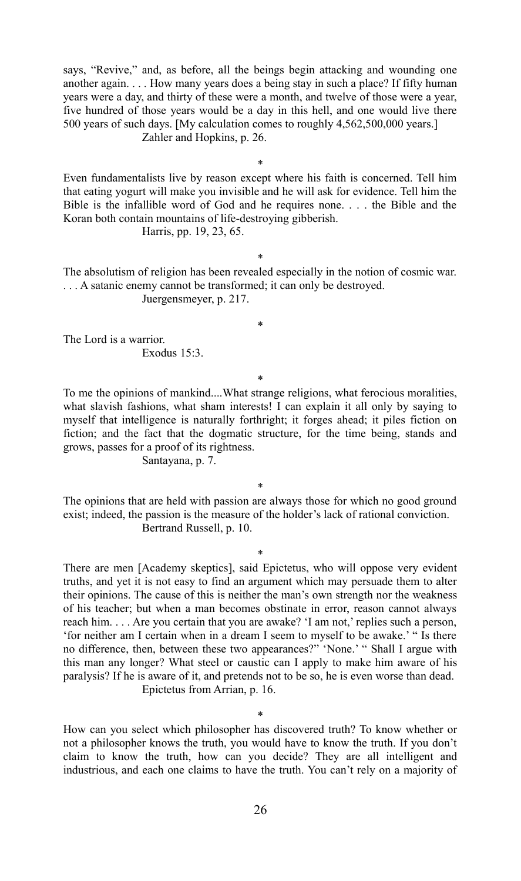says, "Revive," and, as before, all the beings begin attacking and wounding one another again. . . . How many years does a being stay in such a place? If fifty human years were a day, and thirty of these were a month, and twelve of those were a year, five hundred of those years would be a day in this hell, and one would live there 500 years of such days. [My calculation comes to roughly 4,562,500,000 years.]

Zahler and Hopkins, p. 26.

*

Even fundamentalists live by reason except where his faith is concerned. Tell him that eating yogurt will make you invisible and he will ask for evidence. Tell him the Bible is the infallible word of God and he requires none. . . . the Bible and the Koran both contain mountains of life-destroying gibberish.

Harris, pp. 19, 23, 65.

*

The absolutism of religion has been revealed especially in the notion of cosmic war. . . . A satanic enemy cannot be transformed; it can only be destroyed.

Juergensmeyer, p. 217.

*

The Lord is a warrior.

Exodus 15:3.

*

To me the opinions of mankind....What strange religions, what ferocious moralities, what slavish fashions, what sham interests! I can explain it all only by saying to myself that intelligence is naturally forthright; it forges ahead; it piles fiction on fiction; and the fact that the dogmatic structure, for the time being, stands and grows, passes for a proof of its rightness.

Santayana, p. 7.

*

The opinions that are held with passion are always those for which no good ground exist; indeed, the passion is the measure of the holder's lack of rational conviction.

Bertrand Russell, p. 10.

*

There are men [Academy skeptics], said Epictetus, who will oppose very evident truths, and yet it is not easy to find an argument which may persuade them to alter their opinions. The cause of this is neither the man's own strength nor the weakness of his teacher; but when a man becomes obstinate in error, reason cannot always reach him. . . . Are you certain that you are awake? 'I am not,' replies such a person, 'for neither am I certain when in a dream I seem to myself to be awake.' " Is there no difference, then, between these two appearances?" 'None.' " Shall I argue with this man any longer? What steel or caustic can I apply to make him aware of his paralysis? If he is aware of it, and pretends not to be so, he is even worse than dead.

Epictetus from Arrian, p. 16.

*

How can you select which philosopher has discovered truth? To know whether or not a philosopher knows the truth, you would have to know the truth. If you don't claim to know the truth, how can you decide? They are all intelligent and industrious, and each one claims to have the truth. You can't rely on a majority of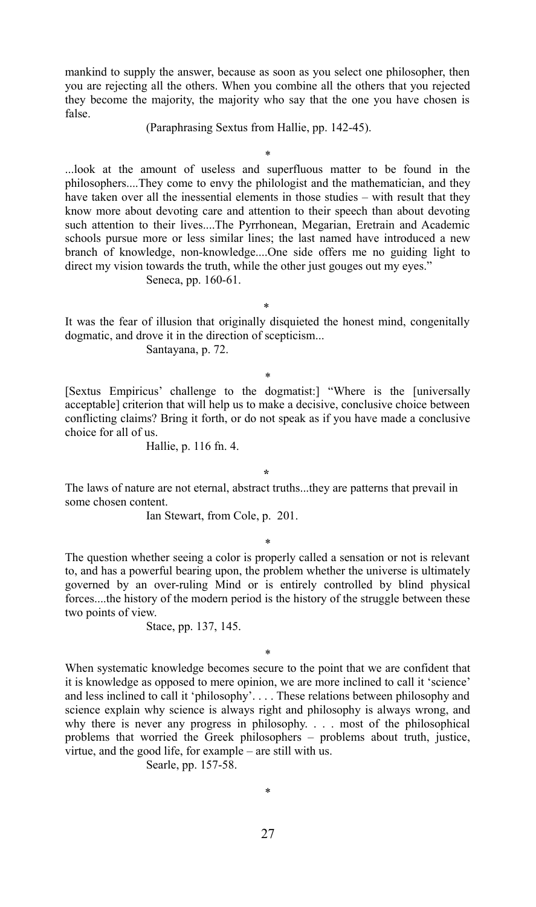mankind to supply the answer, because as soon as you select one philosopher, then you are rejecting all the others. When you combine all the others that you rejected they become the majority, the majority who say that the one you have chosen is false.

(Paraphrasing Sextus from Hallie, pp. 142-45).

*

...look at the amount of useless and superfluous matter to be found in the philosophers....They come to envy the philologist and the mathematician, and they have taken over all the inessential elements in those studies – with result that they know more about devoting care and attention to their speech than about devoting such attention to their lives....The Pyrrhonean, Megarian, Eretrain and Academic schools pursue more or less similar lines; the last named have introduced a new branch of knowledge, non-knowledge....One side offers me no guiding light to direct my vision towards the truth, while the other just gouges out my eyes."

Seneca, pp. 160-61.

*

It was the fear of illusion that originally disquieted the honest mind, congenitally dogmatic, and drove it in the direction of scepticism...

Santayana, p. 72.

*

[Sextus Empiricus' challenge to the dogmatist:] "Where is the [universally acceptable] criterion that will help us to make a decisive, conclusive choice between conflicting claims? Bring it forth, or do not speak as if you have made a conclusive choice for all of us.

Hallie, p. 116 fn. 4.

*

The laws of nature are not eternal, abstract truths...they are patterns that prevail in some chosen content.

Ian Stewart, from Cole, p. 201.

*

The question whether seeing a color is properly called a sensation or not is relevant to, and has a powerful bearing upon, the problem whether the universe is ultimately governed by an over-ruling Mind or is entirely controlled by blind physical forces....the history of the modern period is the history of the struggle between these two points of view.

Stace, pp. 137, 145.

*

When systematic knowledge becomes secure to the point that we are confident that it is knowledge as opposed to mere opinion, we are more inclined to call it 'science' and less inclined to call it 'philosophy'. . . . These relations between philosophy and science explain why science is always right and philosophy is always wrong, and why there is never any progress in philosophy. . . . most of the philosophical problems that worried the Greek philosophers – problems about truth, justice, virtue, and the good life, for example – are still with us.

Searle, pp. 157-58.

*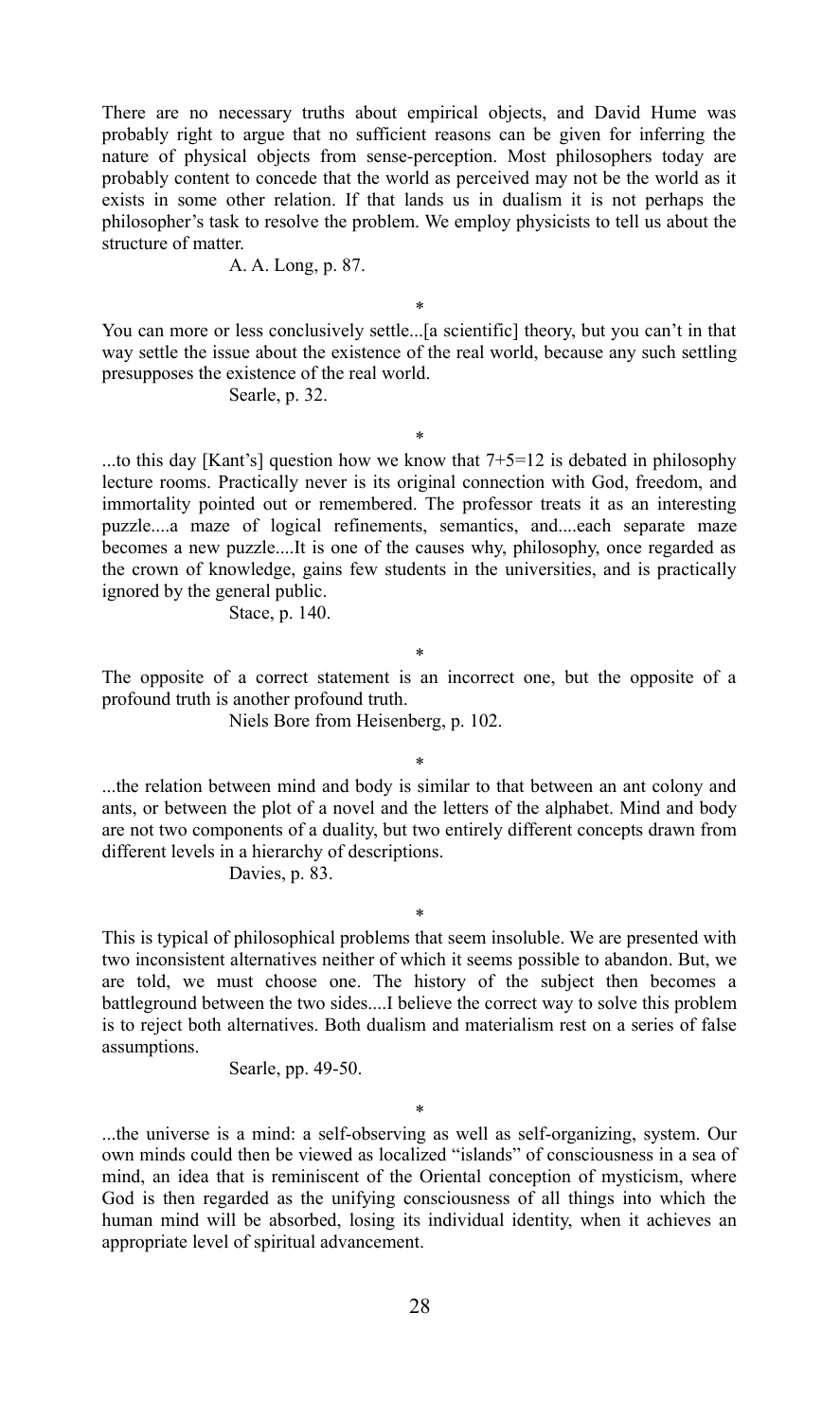There are no necessary truths about empirical objects, and David Hume was probably right to argue that no sufficient reasons can be given for inferring the nature of physical objects from sense-perception. Most philosophers today are probably content to concede that the world as perceived may not be the world as it exists in some other relation. If that lands us in dualism it is not perhaps the philosopher's task to resolve the problem. We employ physicists to tell us about the structure of matter.

A. A. Long, p. 87.

*

You can more or less conclusively settle...[a scientific] theory, but you can't in that way settle the issue about the existence of the real world, because any such settling presupposes the existence of the real world.

Searle, p. 32.

*

...to this day [Kant's] question how we know that 7+5=12 is debated in philosophy lecture rooms. Practically never is its original connection with God, freedom, and immortality pointed out or remembered. The professor treats it as an interesting puzzle....a maze of logical refinements, semantics, and....each separate maze becomes a new puzzle....It is one of the causes why, philosophy, once regarded as the crown of knowledge, gains few students in the universities, and is practically ignored by the general public.

Stace, p. 140.

*

The opposite of a correct statement is an incorrect one, but the opposite of a profound truth is another profound truth.

Niels Bore from Heisenberg, p. 102.

*

...the relation between mind and body is similar to that between an ant colony and ants, or between the plot of a novel and the letters of the alphabet. Mind and body are not two components of a duality, but two entirely different concepts drawn from different levels in a hierarchy of descriptions.

Davies, p. 83.

*

This is typical of philosophical problems that seem insoluble. We are presented with two inconsistent alternatives neither of which it seems possible to abandon. But, we are told, we must choose one. The history of the subject then becomes a battleground between the two sides....I believe the correct way to solve this problem is to reject both alternatives. Both dualism and materialism rest on a series of false assumptions.

Searle, pp. 49-50.

*

...the universe is a mind: a self-observing as well as self-organizing, system. Our own minds could then be viewed as localized "islands" of consciousness in a sea of mind, an idea that is reminiscent of the Oriental conception of mysticism, where God is then regarded as the unifying consciousness of all things into which the human mind will be absorbed, losing its individual identity, when it achieves an appropriate level of spiritual advancement.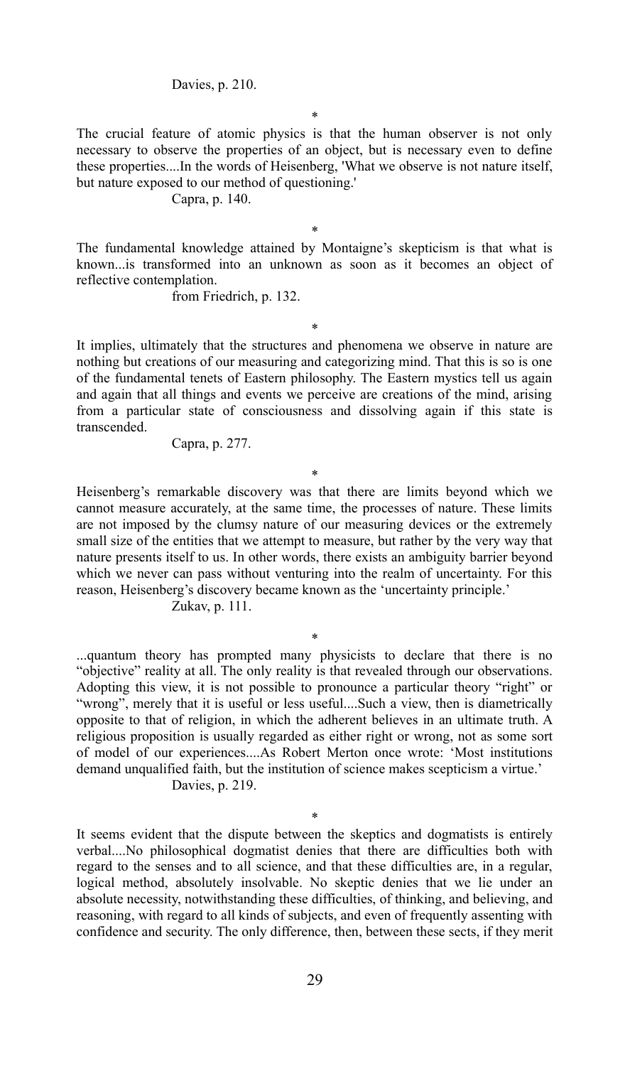Davies, p. 210.

*

The crucial feature of atomic physics is that the human observer is not only necessary to observe the properties of an object, but is necessary even to define these properties....In the words of Heisenberg, 'What we observe is not nature itself, but nature exposed to our method of questioning.'

Capra, p. 140.

*

The fundamental knowledge attained by Montaigne's skepticism is that what is known...is transformed into an unknown as soon as it becomes an object of reflective contemplation.

from Friedrich, p. 132.

*

It implies, ultimately that the structures and phenomena we observe in nature are nothing but creations of our measuring and categorizing mind. That this is so is one of the fundamental tenets of Eastern philosophy. The Eastern mystics tell us again and again that all things and events we perceive are creations of the mind, arising from a particular state of consciousness and dissolving again if this state is transcended.

Capra, p. 277.

*

Heisenberg's remarkable discovery was that there are limits beyond which we cannot measure accurately, at the same time, the processes of nature. These limits are not imposed by the clumsy nature of our measuring devices or the extremely small size of the entities that we attempt to measure, but rather by the very way that nature presents itself to us. In other words, there exists an ambiguity barrier beyond which we never can pass without venturing into the realm of uncertainty. For this reason, Heisenberg's discovery became known as the 'uncertainty principle.'

Zukav, p. 111.

*

...quantum theory has prompted many physicists to declare that there is no "objective" reality at all. The only reality is that revealed through our observations. Adopting this view, it is not possible to pronounce a particular theory "right" or "wrong", merely that it is useful or less useful....Such a view, then is diametrically opposite to that of religion, in which the adherent believes in an ultimate truth. A religious proposition is usually regarded as either right or wrong, not as some sort of model of our experiences....As Robert Merton once wrote: 'Most institutions demand unqualified faith, but the institution of science makes scepticism a virtue.'

Davies, p. 219.

*

It seems evident that the dispute between the skeptics and dogmatists is entirely verbal....No philosophical dogmatist denies that there are difficulties both with regard to the senses and to all science, and that these difficulties are, in a regular, logical method, absolutely insolvable. No skeptic denies that we lie under an absolute necessity, notwithstanding these difficulties, of thinking, and believing, and reasoning, with regard to all kinds of subjects, and even of frequently assenting with confidence and security. The only difference, then, between these sects, if they merit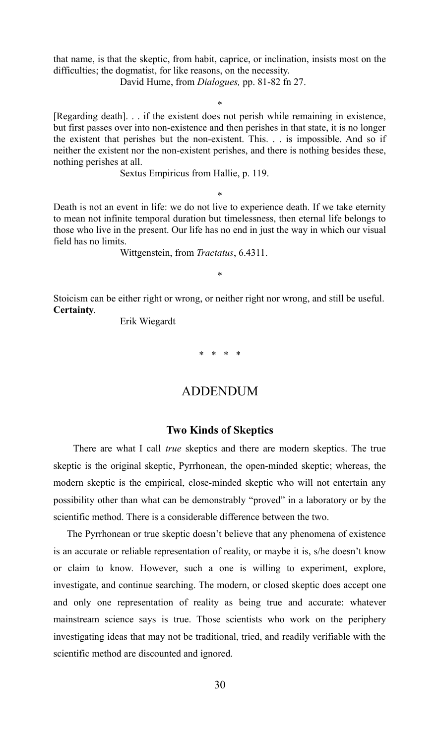that name, is that the skeptic, from habit, caprice, or inclination, insists most on the difficulties; the dogmatist, for like reasons, on the necessity.

David Hume, from *Dialogues,* pp. 81-82 fn 27.

*

[Regarding death]. . . if the existent does not perish while remaining in existence, but first passes over into non-existence and then perishes in that state, it is no longer the existent that perishes but the non-existent. This. . . is impossible. And so if neither the existent nor the non-existent perishes, and there is nothing besides these, nothing perishes at all.

Sextus Empiricus from Hallie, p. 119.

*

Death is not an event in life: we do not live to experience death. If we take eternity to mean not infinite temporal duration but timelessness, then eternal life belongs to those who live in the present. Our life has no end in just the way in which our visual field has no limits.

Wittgenstein, from *Tractatus*, 6.4311.

*

Stoicism can be either right or wrong, or neither right nor wrong, and still be useful. **Certainty**.

Erik Wiegardt

\* \* \* \*

# ADDENDUM

### Two Kinds of Skeptics

There are what I call *true* skeptics and there are modern skeptics. The true skeptic is the original skeptic, Pyrrhonean, the open-minded skeptic; whereas, the modern skeptic is the empirical, close-minded skeptic who will not entertain any possibility other than what can be demonstrably "proved" in a laboratory or by the scientific method. There is a considerable difference between the two.

The Pyrrhonean or true skeptic doesn't believe that any phenomena of existence is an accurate or reliable representation of reality, or maybe it is, s/he doesn't know or claim to know. However, such a one is willing to experiment, explore, investigate, and continue searching. The modern, or closed skeptic does accept one and only one representation of reality as being true and accurate: whatever mainstream science says is true. Those scientists who work on the periphery investigating ideas that may not be traditional, tried, and readily verifiable with the scientific method are discounted and ignored.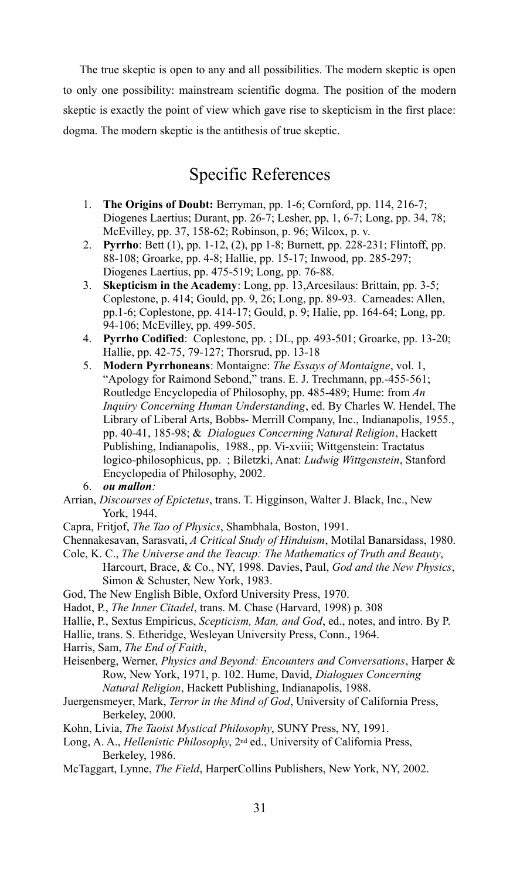The true skeptic is open to any and all possibilities. The modern skeptic is open to only one possibility: mainstream scientific dogma. The position of the modern skeptic is exactly the point of view which gave rise to skepticism in the first place: dogma. The modern skeptic is the antithesis of true skeptic.

## Specific References

1. **The Origins of Doubt:** Berryman, pp. 1-6; Cornford, pp. 114, 216-7; Diogenes Laertius; Durant, pp. 26-7; Lesher, pp, 1, 6-7; Long, pp. 34, 78; McEvilley, pp. 37, 158-62; Robinson, p. 96; Wilcox, p. v.
2. **Pyrrho**: Bett (1), pp. 1-12, (2), pp 1-8; Burnett, pp. 228-231; Flintoff, pp. 88-108; Groarke, pp. 4-8; Hallie, pp. 15-17; Inwood, pp. 285-297; Diogenes Laertius, pp. 475-519; Long, pp. 76-88.
3. **Skepticism in the Academy**: Long, pp. 13,Arcesilaus: Brittain, pp. 3-5; Coplestone, p. 414; Gould, pp. 9, 26; Long, pp. 89-93. Carneades: Allen, pp.1-6; Coplestone, pp. 414-17; Gould, p. 9; Halie, pp. 164-64; Long, pp. 94-106; McEvilley, pp. 499-505.
4. **Pyrrho Codified**: Coplestone, pp. ; DL, pp. 493-501; Groarke, pp. 13-20; Hallie, pp. 42-75, 79-127; Thorsrud, pp. 13-18
5. **Modern Pyrrhoneans**: Montaigne: *The Essays of Montaigne*, vol. 1, "Apology for Raimond Sebond," trans. E. J. Trechmann, pp.-455-561; Routledge Encyclopedia of Philosophy, pp. 485-489; Hume: from *An Inquiry Concerning Human Understanding*, ed. By Charles W. Hendel, The Library of Liberal Arts, Bobbs- Merrill Company, Inc., Indianapolis, 1955., pp. 40-41, 185-98; & *Dialogues Concerning Natural Religion*, Hackett Publishing, Indianapolis, 1988., pp. Vi-xviii; Wittgenstein: Tractatus logico-philosophicus, pp. ; Biletzki, Anat: *Ludwig Wittgenstein*, Stanford Encyclopedia of Philosophy, 2002.
6. ***ou mallon**:*

Arrian, *Discourses of Epictetus*, trans. T. Higginson, Walter J. Black, Inc., New York, 1944.

Capra, Fritjof, *The Tao of Physics*, Shambhala, Boston, 1991.

Chennakesavan, Sarasvati, *A Critical Study of Hinduism*, Motilal Banarsidass, 1980.

Cole, K. C., *The Universe and the Teacup: The Mathematics of Truth and Beauty*, Harcourt, Brace, & Co., NY, 1998. Davies, Paul, *God and the New Physics*, Simon & Schuster, New York, 1983.

God, The New English Bible, Oxford University Press, 1970.

Hadot, P., *The Inner Citadel*, trans. M. Chase (Harvard, 1998) p. 308

Hallie, P., Sextus Empiricus, *Scepticism, Man, and God*, ed., notes, and intro. By P.

Hallie, trans. S. Etheridge, Wesleyan University Press, Conn., 1964.

Harris, Sam, *The End of Faith*,

Heisenberg, Werner, *Physics and Beyond: Encounters and Conversations*, Harper & Row, New York, 1971, p. 102. Hume, David, *Dialogues Concerning Natural Religion*, Hackett Publishing, Indianapolis, 1988.

Juergensmeyer, Mark, *Terror in the Mind of God*, University of California Press, Berkeley, 2000.

Kohn, Livia, *The Taoist Mystical Philosophy*, SUNY Press, NY, 1991.

Long, A. A., *Hellenistic Philosophy*, 2nd ed., University of California Press, Berkeley, 1986.

McTaggart, Lynne, *The Field*, HarperCollins Publishers, New York, NY, 2002.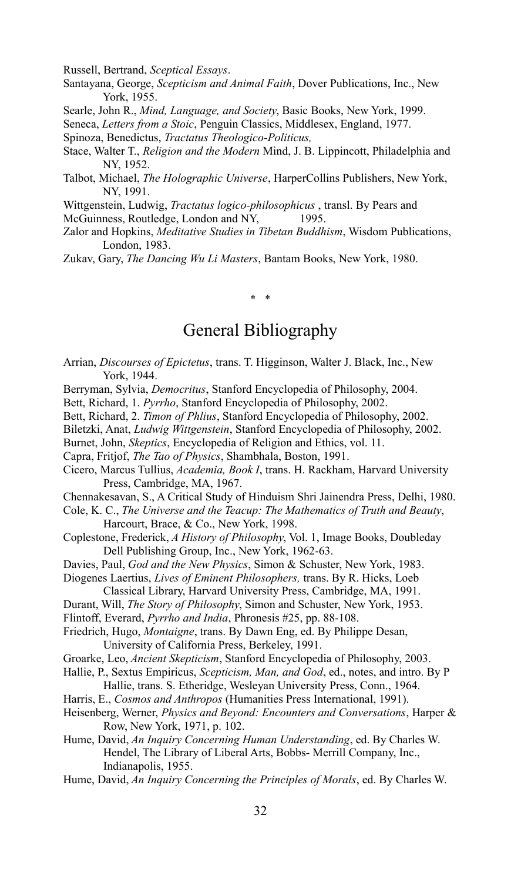Russell, Bertrand, *Sceptical Essays*.

Santayana, George, *Scepticism and Animal Faith*, Dover Publications, Inc., New York, 1955.

Searle, John R., *Mind, Language, and Society*, Basic Books, New York, 1999.

Seneca, *Letters from a Stoic*, Penguin Classics, Middlesex, England, 1977.

Spinoza, Benedictus, *Tractatus Theologico-Politicus,*

Stace, Walter T., *Religion and the Modern* Mind, J. B. Lippincott, Philadelphia and NY, 1952.

Talbot, Michael, *The Holographic Universe*, HarperCollins Publishers, New York, NY, 1991.

Wittgenstein, Ludwig, *Tractatus logico-philosophicus* , transl. By Pears and McGuinness, Routledge, London and NY, 1995.

Zalor and Hopkins, *Meditative Studies in Tibetan Buddhism*, Wisdom Publications, London, 1983.

Zukav, Gary, *The Dancing Wu Li Masters*, Bantam Books, New York, 1980.

\* \*

# General Bibliography

Arrian, *Discourses of Epictetus*, trans. T. Higginson, Walter J. Black, Inc., New York, 1944.

Berryman, Sylvia, *Democritus*, Stanford Encyclopedia of Philosophy, 2004.

Bett, Richard, 1. *Pyrrho*, Stanford Encyclopedia of Philosophy, 2002.

Bett, Richard, 2. *Timon of Phlius*, Stanford Encyclopedia of Philosophy, 2002.

Biletzki, Anat, *Ludwig Wittgenstein*, Stanford Encyclopedia of Philosophy, 2002.

Burnet, John, *Skeptics*, Encyclopedia of Religion and Ethics, vol. 11.

Capra, Fritjof, *The Tao of Physics*, Shambhala, Boston, 1991.

Cicero, Marcus Tullius, *Academia, Book I*, trans. H. Rackham, Harvard University Press, Cambridge, MA, 1967.

Chennakesavan, S., A Critical Study of Hinduism Shri Jainendra Press, Delhi, 1980.

Cole, K. C., *The Universe and the Teacup: The Mathematics of Truth and Beauty*, Harcourt, Brace, & Co., New York, 1998.

Coplestone, Frederick, *A History of Philosophy*, Vol. 1, Image Books, Doubleday Dell Publishing Group, Inc., New York, 1962-63.

Davies, Paul, *God and the New Physics*, Simon & Schuster, New York, 1983.

Diogenes Laertius, *Lives of Eminent Philosophers,* trans. By R. Hicks, Loeb Classical Library, Harvard University Press, Cambridge, MA, 1991.

Durant, Will, *The Story of Philosophy*, Simon and Schuster, New York, 1953.

Flintoff, Everard, *Pyrrho and India*, Phronesis #25, pp. 88-108.

Friedrich, Hugo, *Montaigne*, trans. By Dawn Eng, ed. By Philippe Desan, University of California Press, Berkeley, 1991.

Groarke, Leo, *Ancient Skepticism*, Stanford Encyclopedia of Philosophy, 2003.

Hallie, P., Sextus Empiricus, *Scepticism, Man, and God*, ed., notes, and intro. By P Hallie, trans. S. Etheridge, Wesleyan University Press, Conn., 1964.

Harris, E., *Cosmos and Anthropos* (Humanities Press International, 1991).

Heisenberg, Werner, *Physics and Beyond: Encounters and Conversations*, Harper & Row, New York, 1971, p. 102.

Hume, David, *An Inquiry Concerning Human Understanding*, ed. By Charles W. Hendel, The Library of Liberal Arts, Bobbs- Merrill Company, Inc., Indianapolis, 1955.

Hume, David, *An Inquiry Concerning the Principles of Morals*, ed. By Charles W.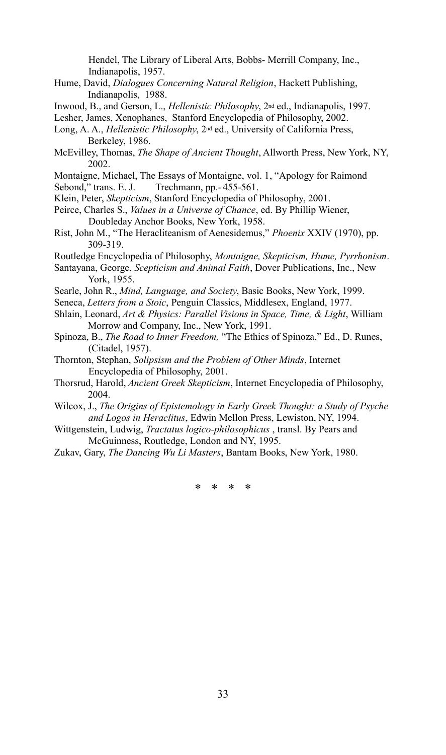Hendel, The Library of Liberal Arts, Bobbs- Merrill Company, Inc., Indianapolis, 1957.

Hume, David, *Dialogues Concerning Natural Religion*, Hackett Publishing, Indianapolis, 1988.

Inwood, B., and Gerson, L., *Hellenistic Philosophy*, 2nd ed., Indianapolis, 1997.

Lesher, James, Xenophanes, Stanford Encyclopedia of Philosophy, 2002.

Long, A. A., *Hellenistic Philosophy*, 2nd ed., University of California Press, Berkeley, 1986.

McEvilley, Thomas, *The Shape of Ancient Thought*, Allworth Press, New York, NY, 2002.

Montaigne, Michael, The Essays of Montaigne, vol. 1, "Apology for Raimond Sebond," trans. E. J. Trechmann, pp.- 455-561.

Klein, Peter, *Skepticism*, Stanford Encyclopedia of Philosophy, 2001.

Peirce, Charles S., *Values in a Universe of Chance*, ed. By Phillip Wiener, Doubleday Anchor Books, New York, 1958.

Rist, John M., "The Heracliteanism of Aenesidemus," *Phoenix* XXIV (1970), pp. 309-319.

Routledge Encyclopedia of Philosophy, *Montaigne, Skepticism, Hume, Pyrrhonism*.

Santayana, George, *Scepticism and Animal Faith*, Dover Publications, Inc., New York, 1955.

Searle, John R., *Mind, Language, and Society*, Basic Books, New York, 1999.

Seneca, *Letters from a Stoic*, Penguin Classics, Middlesex, England, 1977.

Shlain, Leonard, *Art & Physics: Parallel Visions in Space, Time, & Light*, William Morrow and Company, Inc., New York, 1991.

Spinoza, B., *The Road to Inner Freedom,* "The Ethics of Spinoza," Ed., D. Runes, (Citadel, 1957).

Thornton, Stephan, *Solipsism and the Problem of Other Minds*, Internet Encyclopedia of Philosophy, 2001.

Thorsrud, Harold, *Ancient Greek Skepticism*, Internet Encyclopedia of Philosophy, 2004.

Wilcox, J., *The Origins of Epistemology in Early Greek Thought: a Study of Psyche and Logos in Heraclitus*, Edwin Mellon Press, Lewiston, NY, 1994.

Wittgenstein, Ludwig, *Tractatus logico-philosophicus* , transl. By Pears and McGuinness, Routledge, London and NY, 1995.

Zukav, Gary, *The Dancing Wu Li Masters*, Bantam Books, New York, 1980.

\* \* \* \*